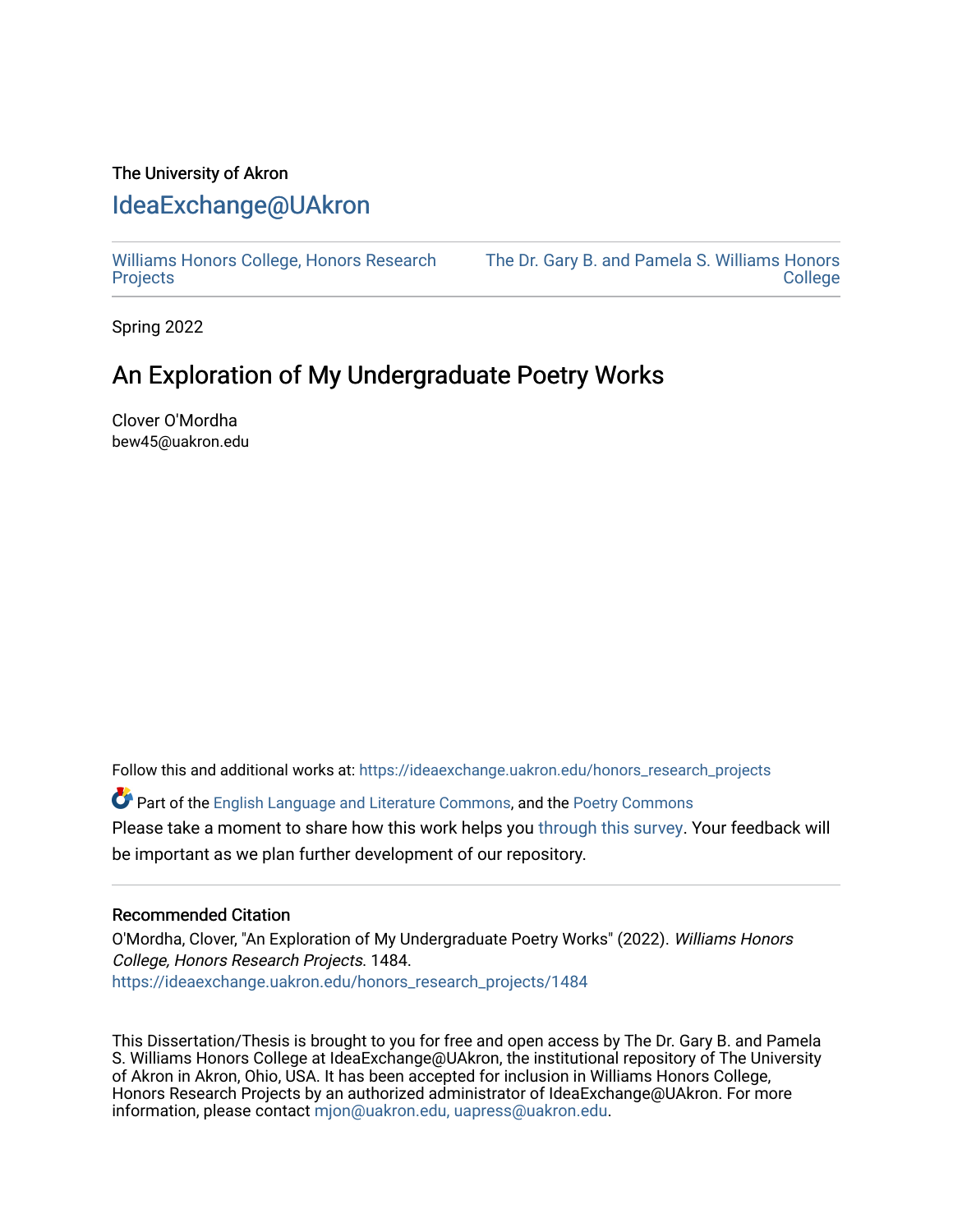The University of Akron

# IdeaExchange@UAkron

Williams Honors College, Honors Research Projects | The Dr. Gary B. and Pamela S. Williams Honors College

Spring 2022

## An Exploration of My Undergraduate Poetry Works

Clover O'Mordha
bew45@uakron.edu

Follow this and additional works at: https://ideaexchange.uakron.edu/honors_research_projects

Part of the English Language and Literature Commons, and the Poetry Commons

Please take a moment to share how this work helps you through this survey. Your feedback will be important as we plan further development of our repository.

### Recommended Citation

O'Mordha, Clover, "An Exploration of My Undergraduate Poetry Works" (2022). *Williams Honors College, Honors Research Projects*. 1484.
https://ideaexchange.uakron.edu/honors_research_projects/1484

This Dissertation/Thesis is brought to you for free and open access by The Dr. Gary B. and Pamela S. Williams Honors College at IdeaExchange@UAkron, the institutional repository of The University of Akron in Akron, Ohio, USA. It has been accepted for inclusion in Williams Honors College, Honors Research Projects by an authorized administrator of IdeaExchange@UAkron. For more information, please contact mjon@uakron.edu, uapress@uakron.edu.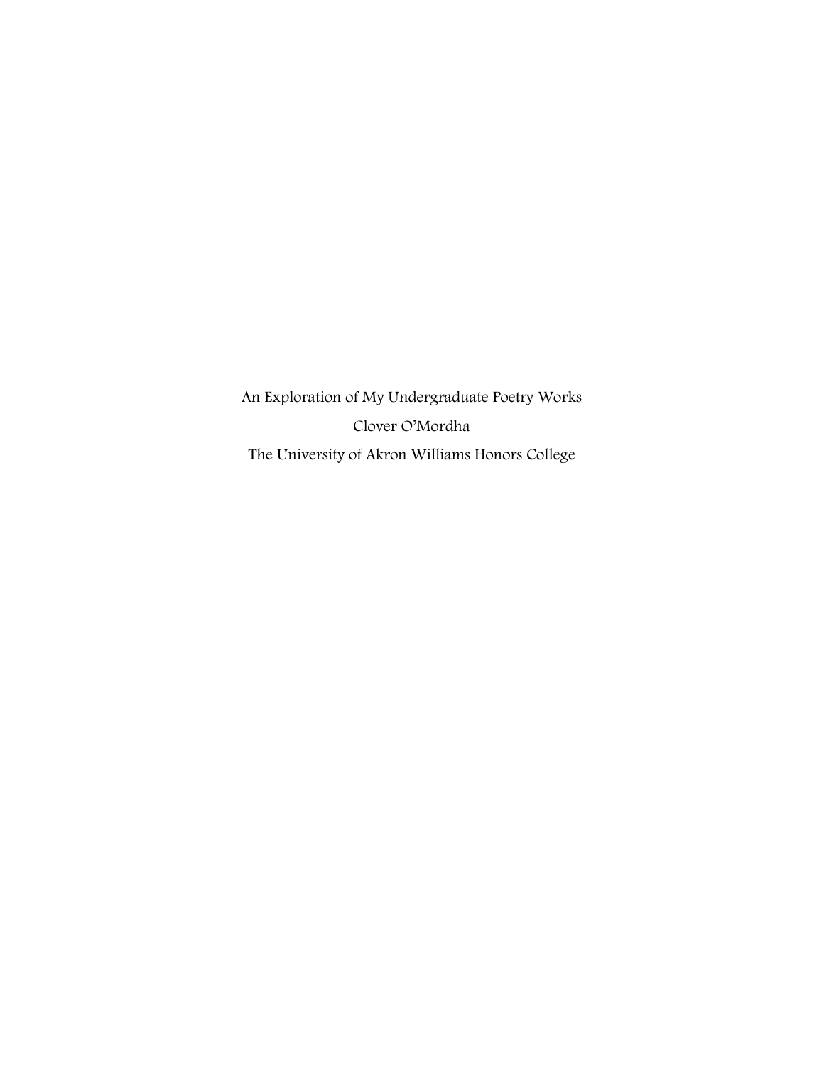An Exploration of My Undergraduate Poetry Works

Clover O'Mordha

The University of Akron Williams Honors College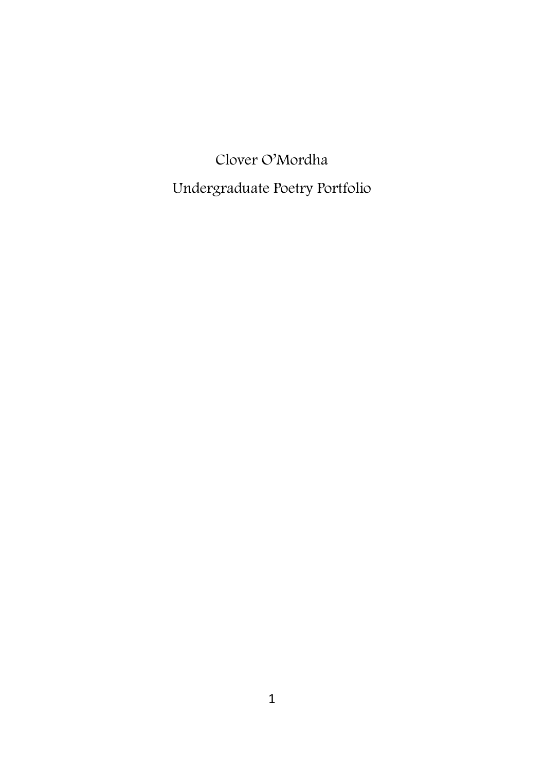Clover O'Mordha

Undergraduate Poetry Portfolio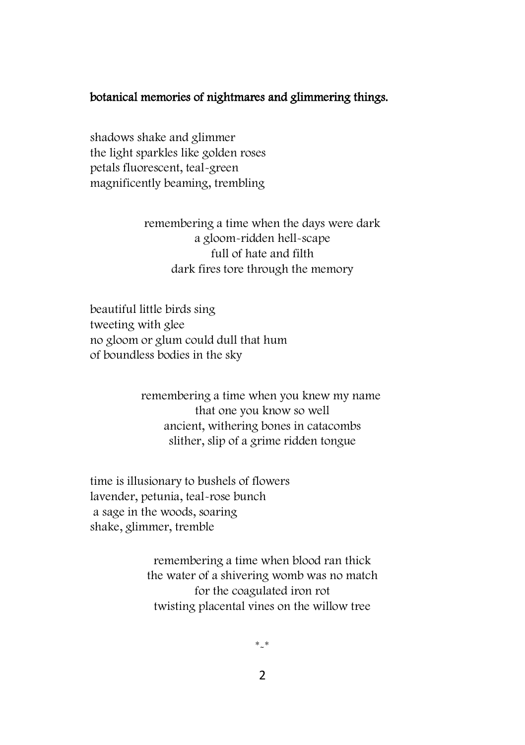## botanical memories of nightmares and glimmering things.

shadows shake and glimmer  
the light sparkles like golden roses  
petals fluorescent, teal-green  
magnificently beaming, trembling

remembering a time when the days were dark  
a gloom-ridden hell-scape  
full of hate and filth  
dark fires tore through the memory

beautiful little birds sing  
tweeting with glee  
no gloom or glum could dull that hum  
of boundless bodies in the sky

remembering a time when you knew my name  
that one you know so well  
ancient, withering bones in catacombs  
slither, slip of a grime ridden tongue

time is illusionary to bushels of flowers  
lavender, petunia, teal-rose bunch  
a sage in the woods, soaring  
shake, glimmer, tremble

remembering a time when blood ran thick  
the water of a shivering womb was no match  
for the coagulated iron rot  
twisting placental vines on the willow tree

*-*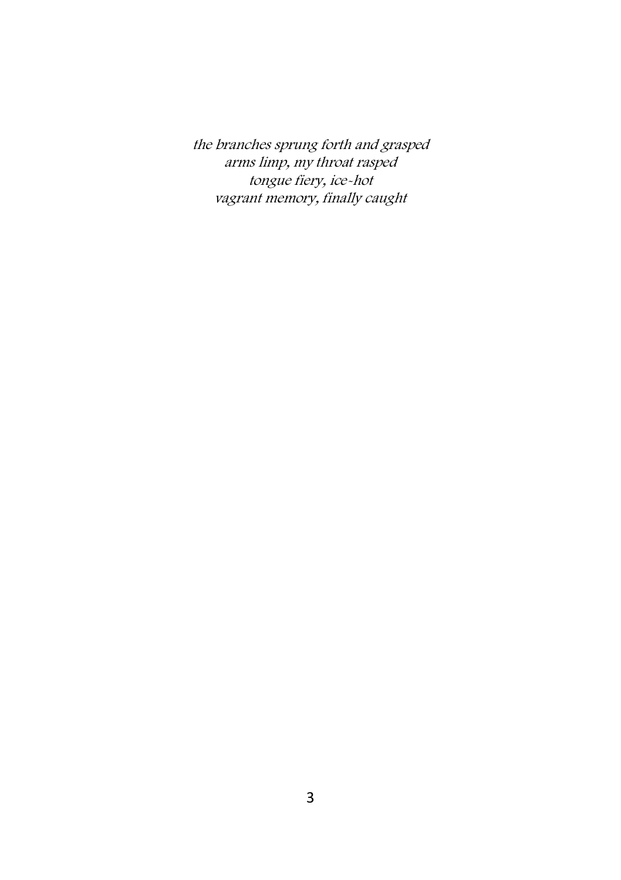*the branches sprung forth and grasped*
*arms limp, my throat rasped*
*tongue fiery, ice-hot*
*vagrant memory, finally caught*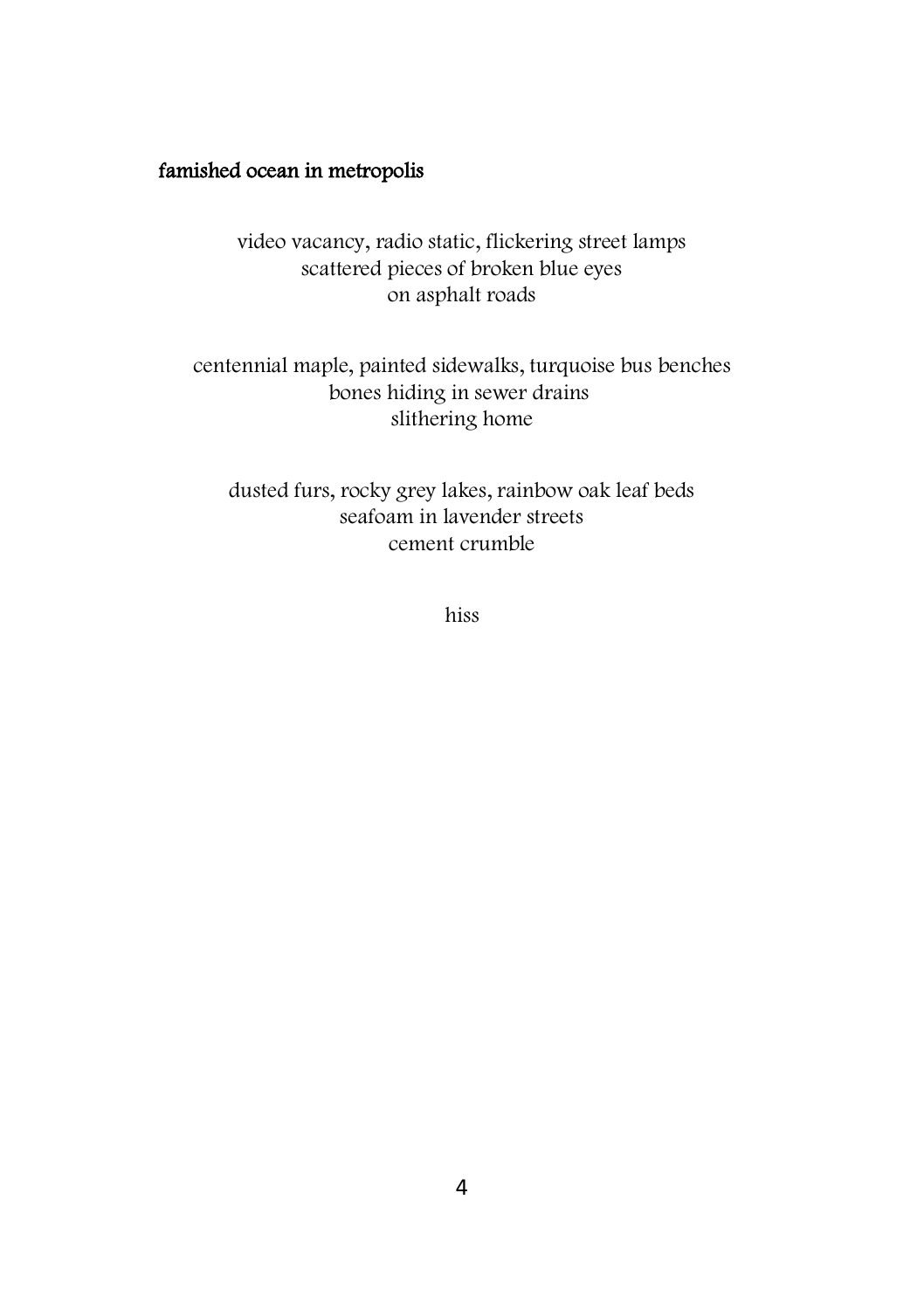## famished ocean in metropolis

video vacancy, radio static, flickering street lamps  
scattered pieces of broken blue eyes  
on asphalt roads

centennial maple, painted sidewalks, turquoise bus benches  
bones hiding in sewer drains  
slithering home

dusted furs, rocky grey lakes, rainbow oak leaf beds  
seafoam in lavender streets  
cement crumble

hiss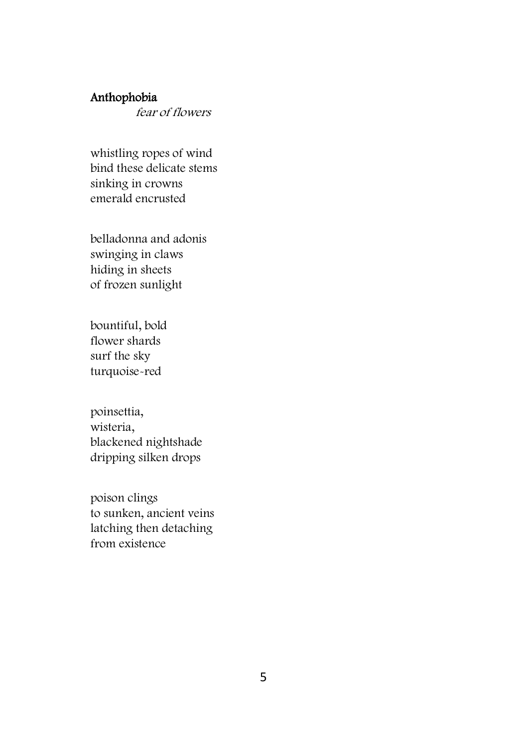**Anthophobia**

*fear of flowers*

whistling ropes of wind
bind these delicate stems
sinking in crowns
emerald encrusted

belladonna and adonis
swinging in claws
hiding in sheets
of frozen sunlight

bountiful, bold
flower shards
surf the sky
turquoise-red

poinsettia,
wisteria,
blackened nightshade
dripping silken drops

poison clings
to sunken, ancient veins
latching then detaching
from existence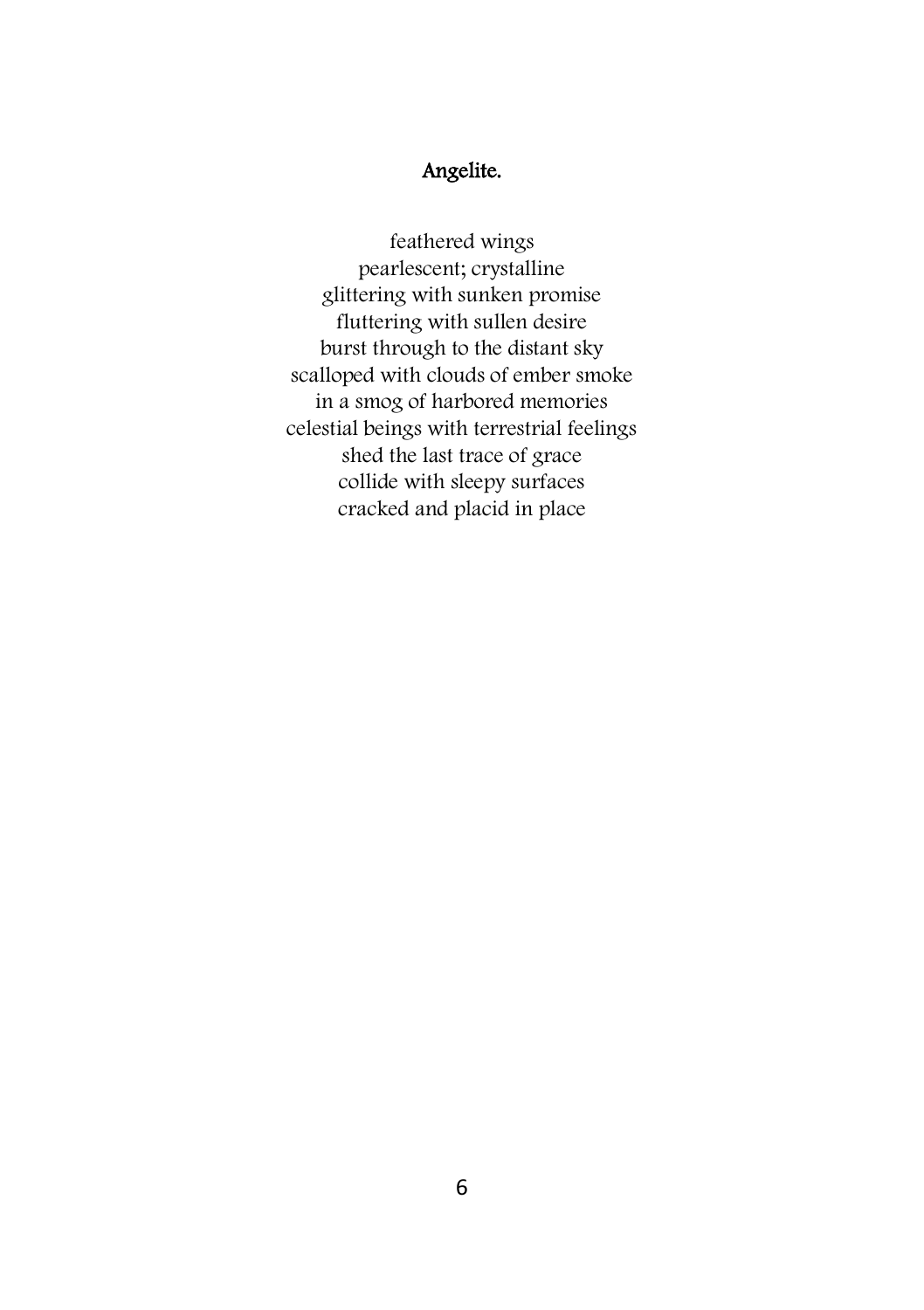## Angelite.

feathered wings  
pearlescent; crystalline  
glittering with sunken promise  
fluttering with sullen desire  
burst through to the distant sky  
scalloped with clouds of ember smoke  
in a smog of harbored memories  
celestial beings with terrestrial feelings  
shed the last trace of grace  
collide with sleepy surfaces  
cracked and placid in place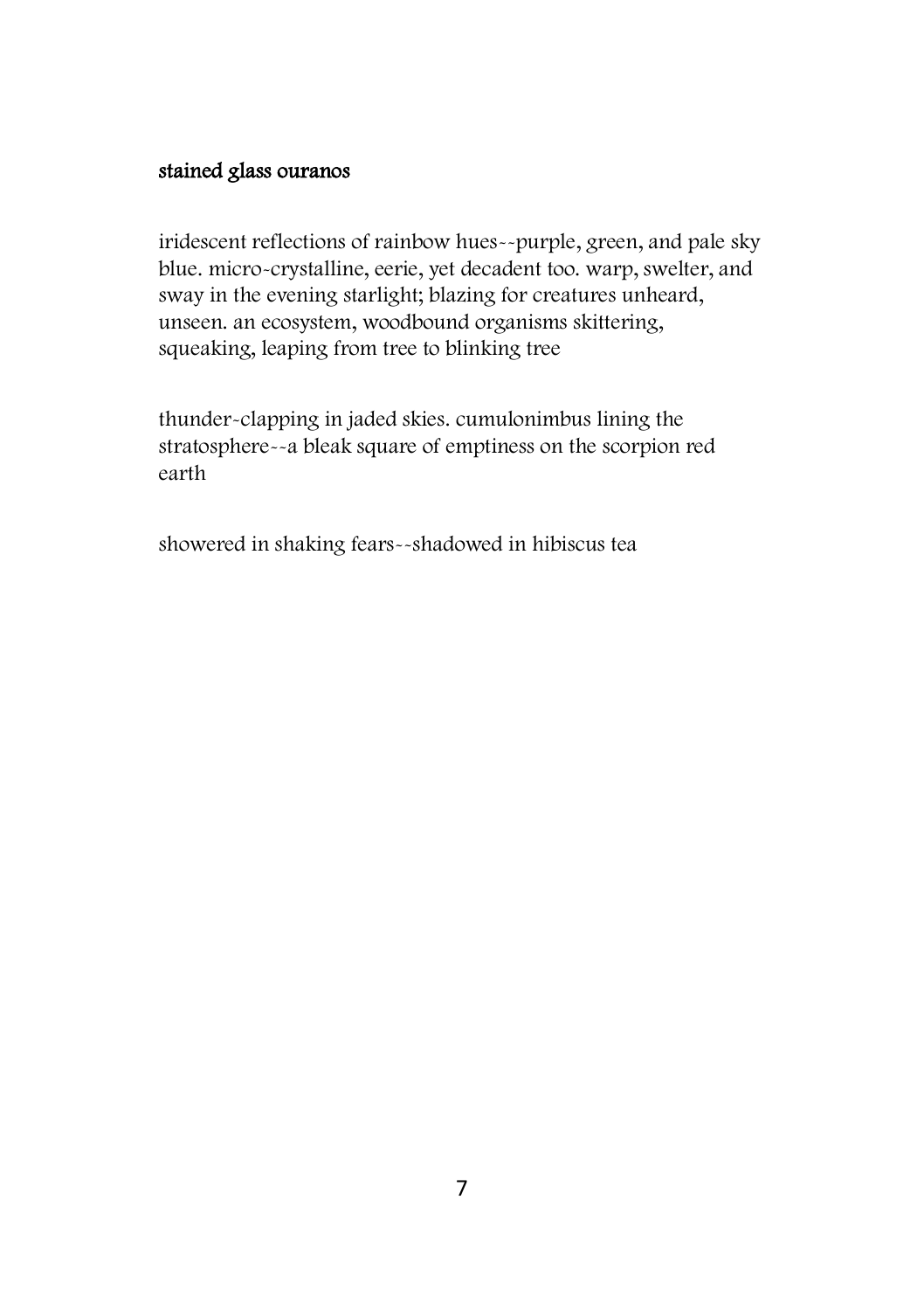## stained glass ouranos

iridescent reflections of rainbow hues--purple, green, and pale sky blue. micro-crystalline, eerie, yet decadent too. warp, swelter, and sway in the evening starlight; blazing for creatures unheard, unseen. an ecosystem, woodbound organisms skittering, squeaking, leaping from tree to blinking tree

thunder-clapping in jaded skies. cumulonimbus lining the stratosphere--a bleak square of emptiness on the scorpion red earth

showered in shaking fears--shadowed in hibiscus tea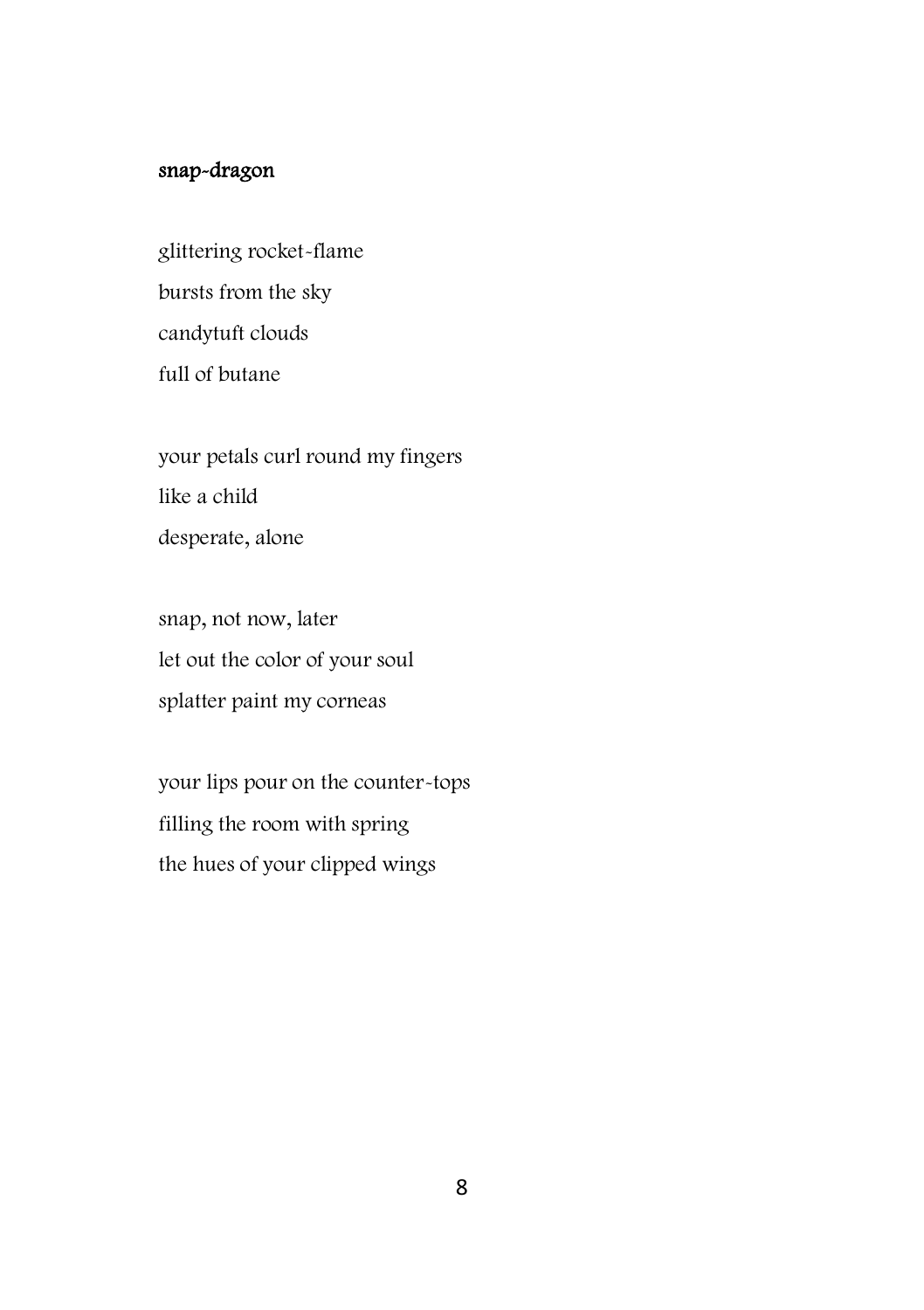## snap-dragon

glittering rocket-flame
bursts from the sky
candytuft clouds
full of butane

your petals curl round my fingers
like a child
desperate, alone

snap, not now, later
let out the color of your soul
splatter paint my corneas

your lips pour on the counter-tops
filling the room with spring
the hues of your clipped wings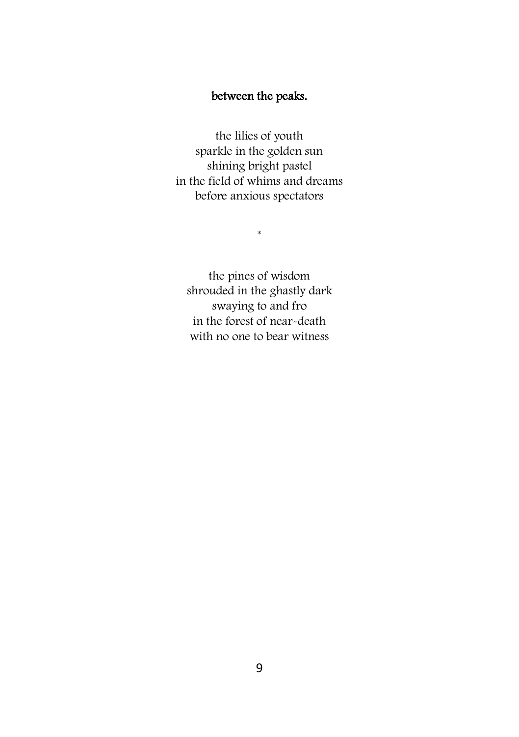## **between the peaks.**

the lilies of youth  
sparkle in the golden sun  
shining bright pastel  
in the field of whims and dreams  
before anxious spectators

*

the pines of wisdom  
shrouded in the ghastly dark  
swaying to and fro  
in the forest of near-death  
with no one to bear witness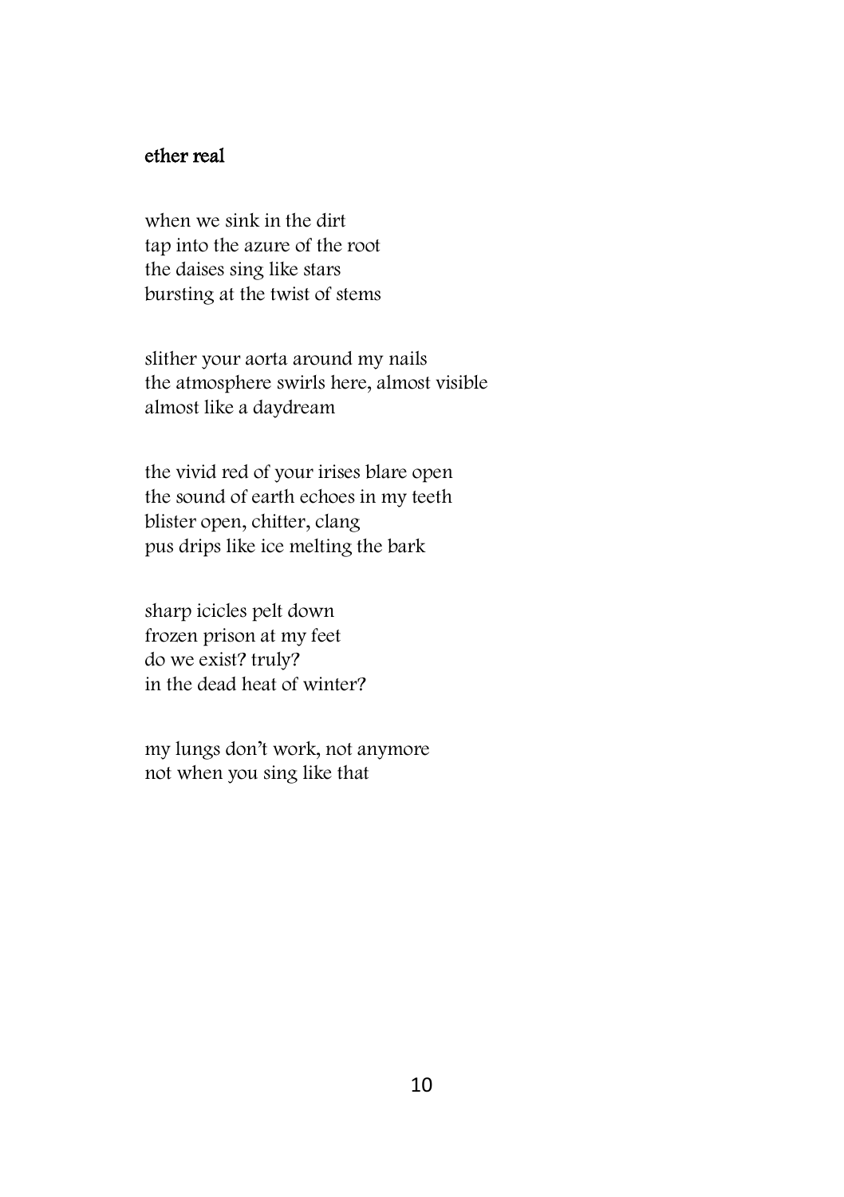**ether real**

when we sink in the dirt
tap into the azure of the root
the daises sing like stars
bursting at the twist of stems

slither your aorta around my nails
the atmosphere swirls here, almost visible
almost like a daydream

the vivid red of your irises blare open
the sound of earth echoes in my teeth
blister open, chitter, clang
pus drips like ice melting the bark

sharp icicles pelt down
frozen prison at my feet
do we exist? truly?
in the dead heat of winter?

my lungs don't work, not anymore
not when you sing like that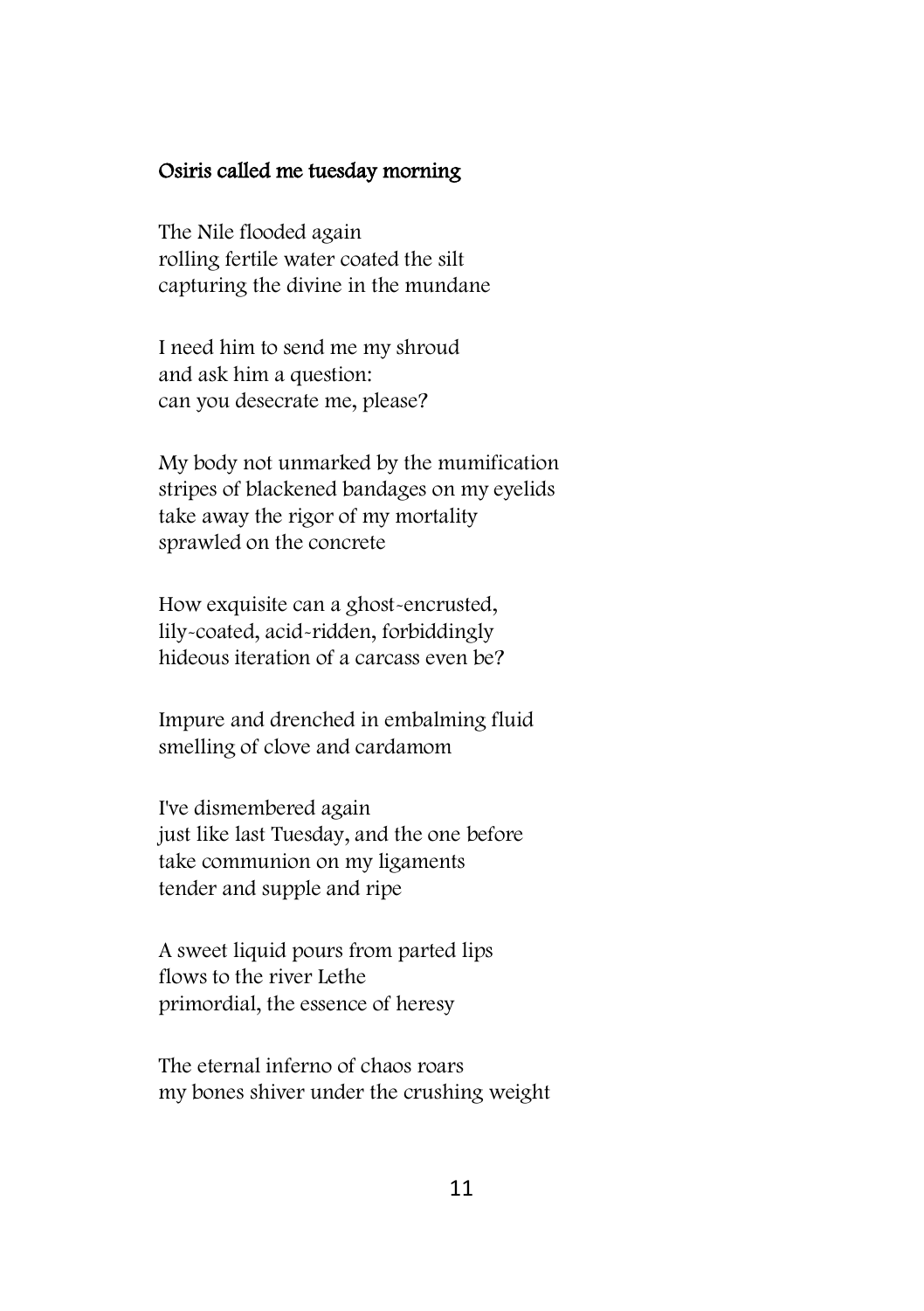## Osiris called me tuesday morning

The Nile flooded again  
rolling fertile water coated the silt  
capturing the divine in the mundane

I need him to send me my shroud  
and ask him a question:  
can you desecrate me, please?

My body not unmarked by the mumification  
stripes of blackened bandages on my eyelids  
take away the rigor of my mortality  
sprawled on the concrete

How exquisite can a ghost-encrusted,  
lily-coated, acid-ridden, forbiddingly  
hideous iteration of a carcass even be?

Impure and drenched in embalming fluid  
smelling of clove and cardamom

I've dismembered again  
just like last Tuesday, and the one before  
take communion on my ligaments  
tender and supple and ripe

A sweet liquid pours from parted lips  
flows to the river Lethe  
primordial, the essence of heresy

The eternal inferno of chaos roars  
my bones shiver under the crushing weight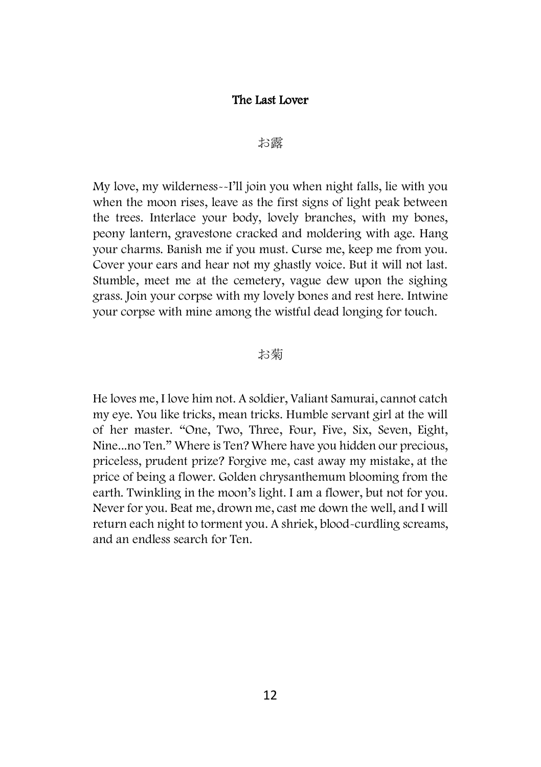## The Last Lover

お露

My love, my wilderness--I'll join you when night falls, lie with you when the moon rises, leave as the first signs of light peak between the trees. Interlace your body, lovely branches, with my bones, peony lantern, gravestone cracked and moldering with age. Hang your charms. Banish me if you must. Curse me, keep me from you. Cover your ears and hear not my ghastly voice. But it will not last. Stumble, meet me at the cemetery, vague dew upon the sighing grass. Join your corpse with my lovely bones and rest here. Intwine your corpse with mine among the wistful dead longing for touch.

お菊

He loves me, I love him not. A soldier, Valiant Samurai, cannot catch my eye. You like tricks, mean tricks. Humble servant girl at the will of her master. "One, Two, Three, Four, Five, Six, Seven, Eight, Nine...no Ten." Where is Ten? Where have you hidden our precious, priceless, prudent prize? Forgive me, cast away my mistake, at the price of being a flower. Golden chrysanthemum blooming from the earth. Twinkling in the moon's light. I am a flower, but not for you. Never for you. Beat me, drown me, cast me down the well, and I will return each night to torment you. A shriek, blood-curdling screams, and an endless search for Ten.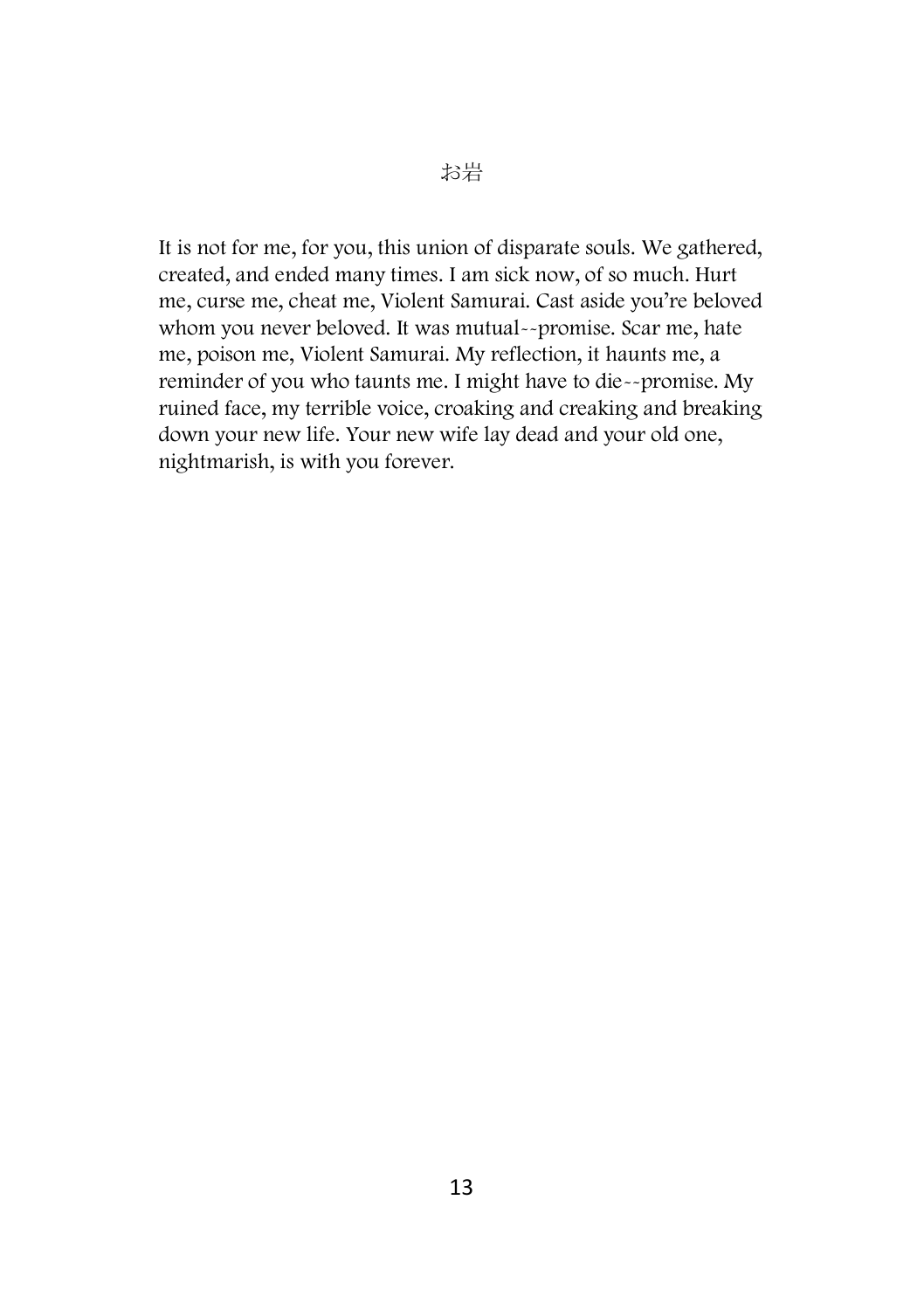# お岩

It is not for me, for you, this union of disparate souls. We gathered, created, and ended many times. I am sick now, of so much. Hurt me, curse me, cheat me, Violent Samurai. Cast aside you're beloved whom you never beloved. It was mutual--promise. Scar me, hate me, poison me, Violent Samurai. My reflection, it haunts me, a reminder of you who taunts me. I might have to die--promise. My ruined face, my terrible voice, croaking and creaking and breaking down your new life. Your new wife lay dead and your old one, nightmarish, is with you forever.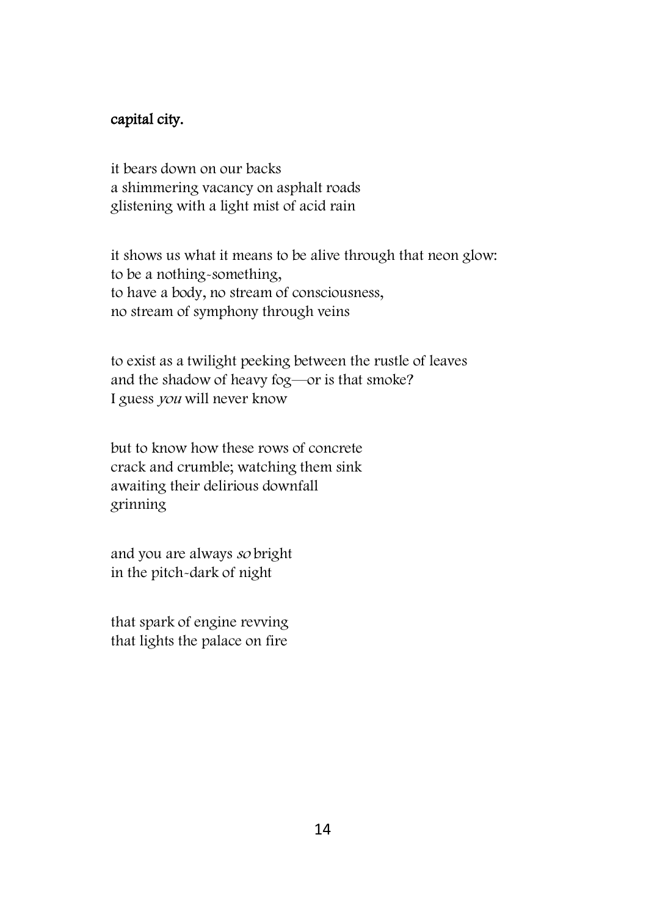**capital city.**

it bears down on our backs  
a shimmering vacancy on asphalt roads  
glistening with a light mist of acid rain

it shows us what it means to be alive through that neon glow:  
to be a nothing-something,  
to have a body, no stream of consciousness,  
no stream of symphony through veins

to exist as a twilight peeking between the rustle of leaves  
and the shadow of heavy fog—or is that smoke?  
I guess *you* will never know

but to know how these rows of concrete  
crack and crumble; watching them sink  
awaiting their delirious downfall  
grinning

and you are always *so* bright  
in the pitch-dark of night

that spark of engine revving  
that lights the palace on fire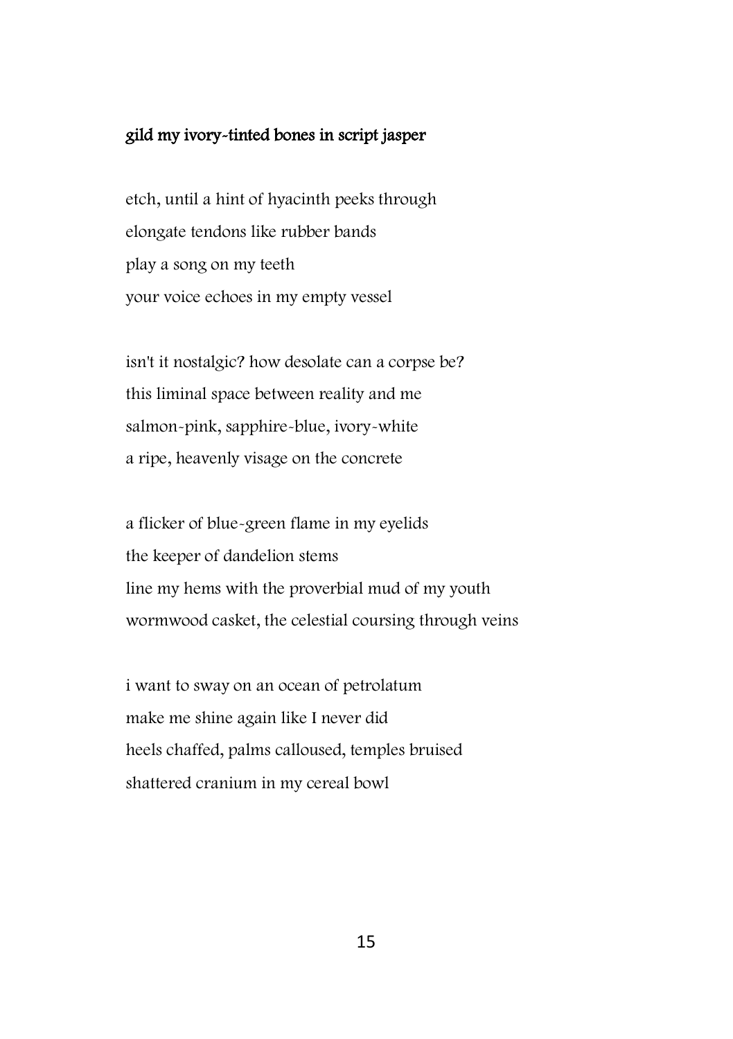**gild my ivory-tinted bones in script jasper**

etch, until a hint of hyacinth peeks through  
elongate tendons like rubber bands  
play a song on my teeth  
your voice echoes in my empty vessel

isn't it nostalgic? how desolate can a corpse be?  
this liminal space between reality and me  
salmon-pink, sapphire-blue, ivory-white  
a ripe, heavenly visage on the concrete

a flicker of blue-green flame in my eyelids  
the keeper of dandelion stems  
line my hems with the proverbial mud of my youth  
wormwood casket, the celestial coursing through veins

i want to sway on an ocean of petrolatum  
make me shine again like I never did  
heels chaffed, palms calloused, temples bruised  
shattered cranium in my cereal bowl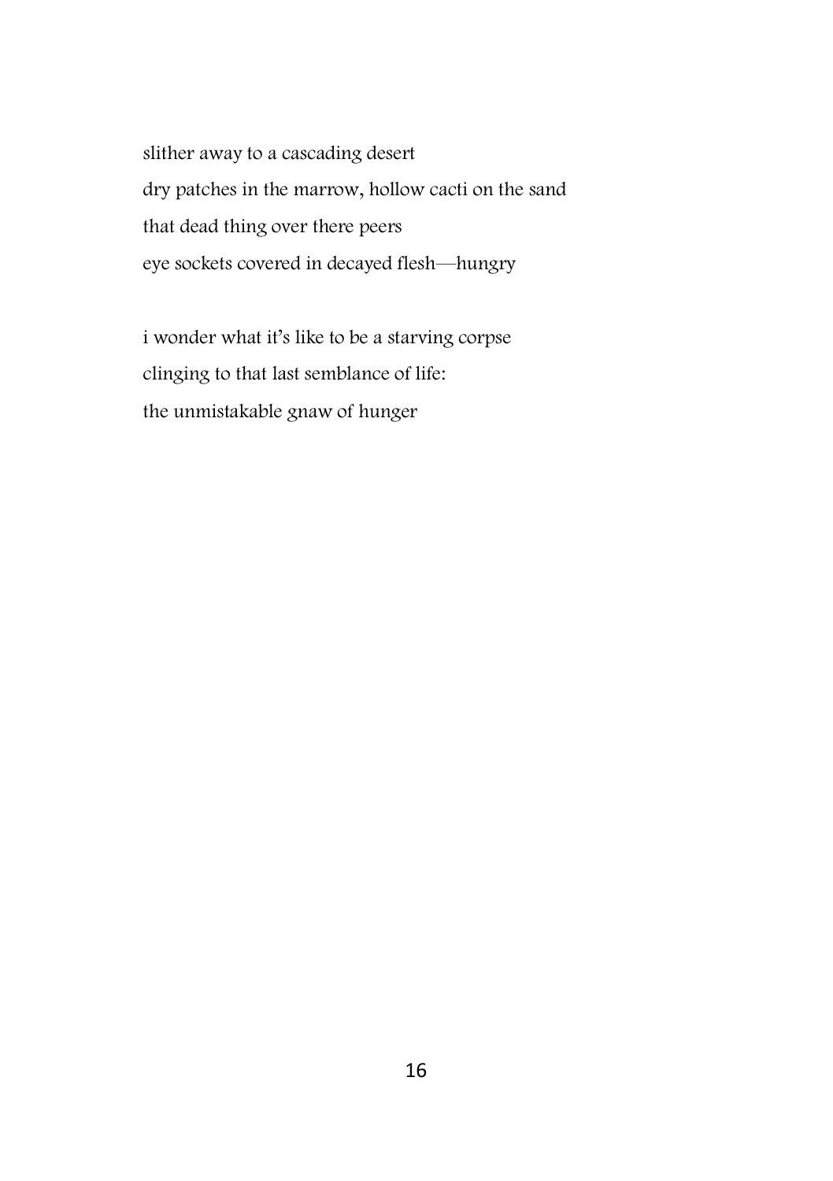slither away to a cascading desert
dry patches in the marrow, hollow cacti on the sand
that dead thing over there peers
eye sockets covered in decayed flesh—hungry

i wonder what it's like to be a starving corpse
clinging to that last semblance of life:
the unmistakable gnaw of hunger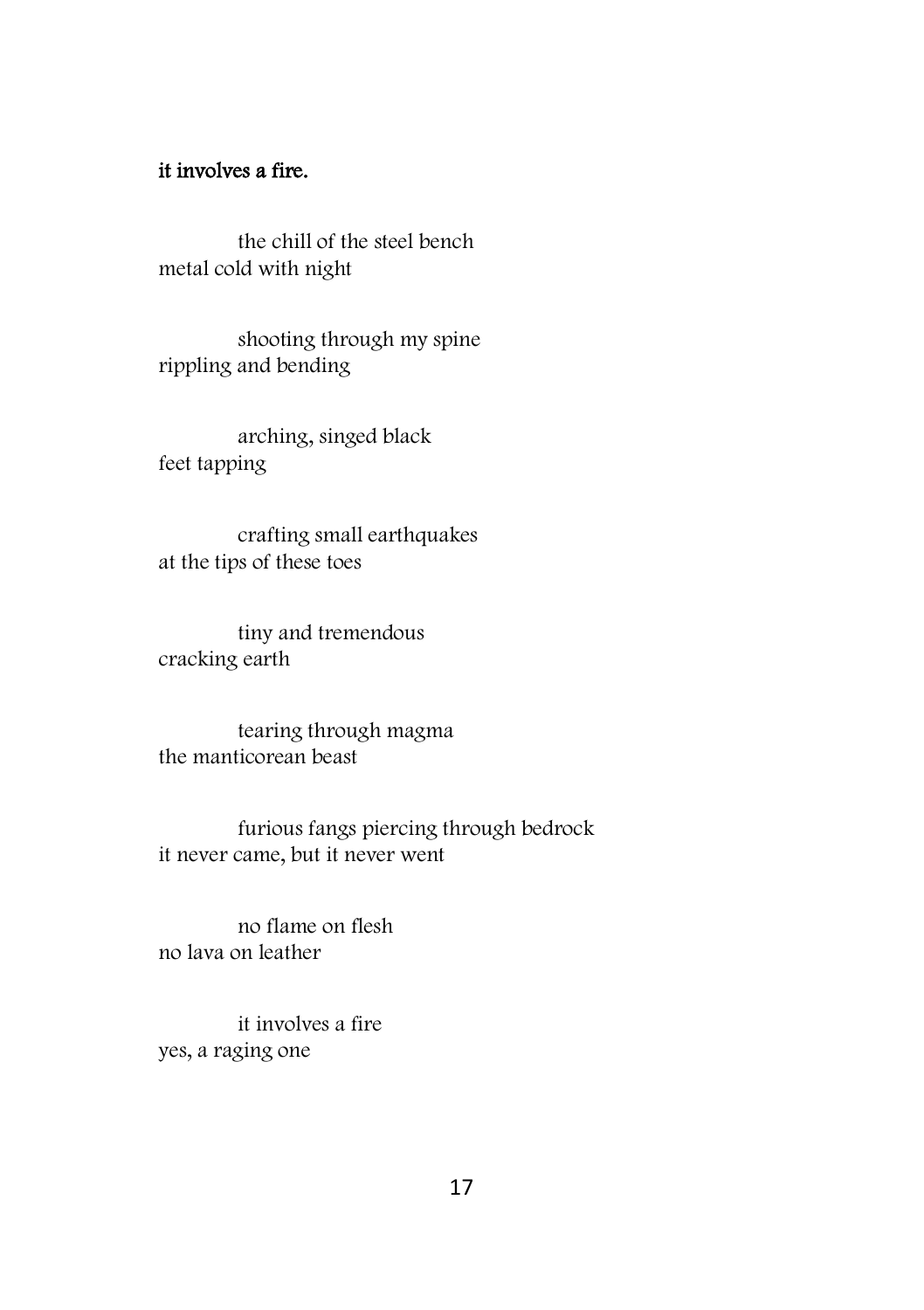**it involves a fire.**

the chill of the steel bench
metal cold with night

shooting through my spine
rippling and bending

arching, singed black
feet tapping

crafting small earthquakes
at the tips of these toes

tiny and tremendous
cracking earth

tearing through magma
the manticorean beast

furious fangs piercing through bedrock
it never came, but it never went

no flame on flesh
no lava on leather

it involves a fire
yes, a raging one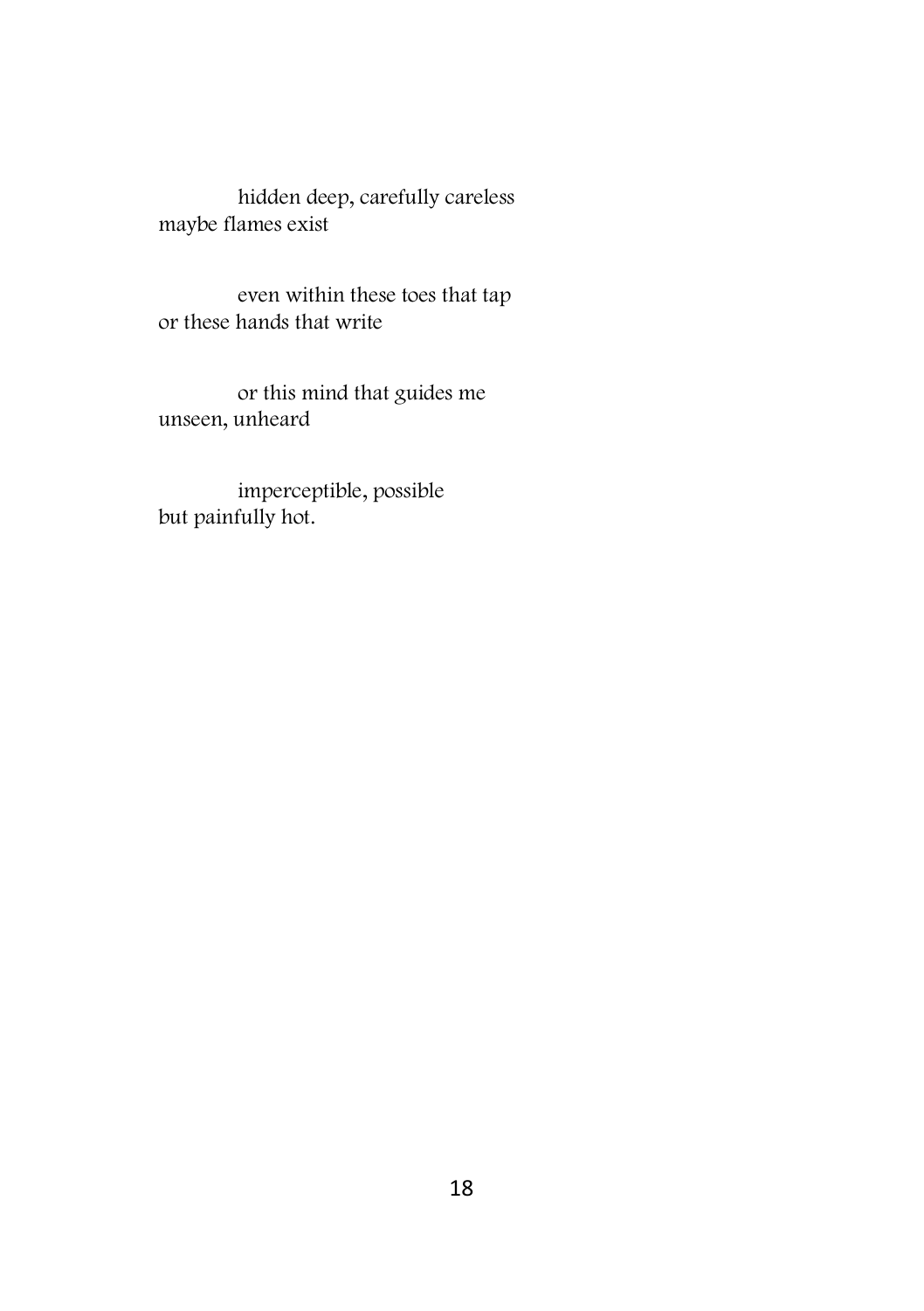hidden deep, carefully careless  
maybe flames exist

even within these toes that tap  
or these hands that write

or this mind that guides me  
unseen, unheard

imperceptible, possible  
but painfully hot.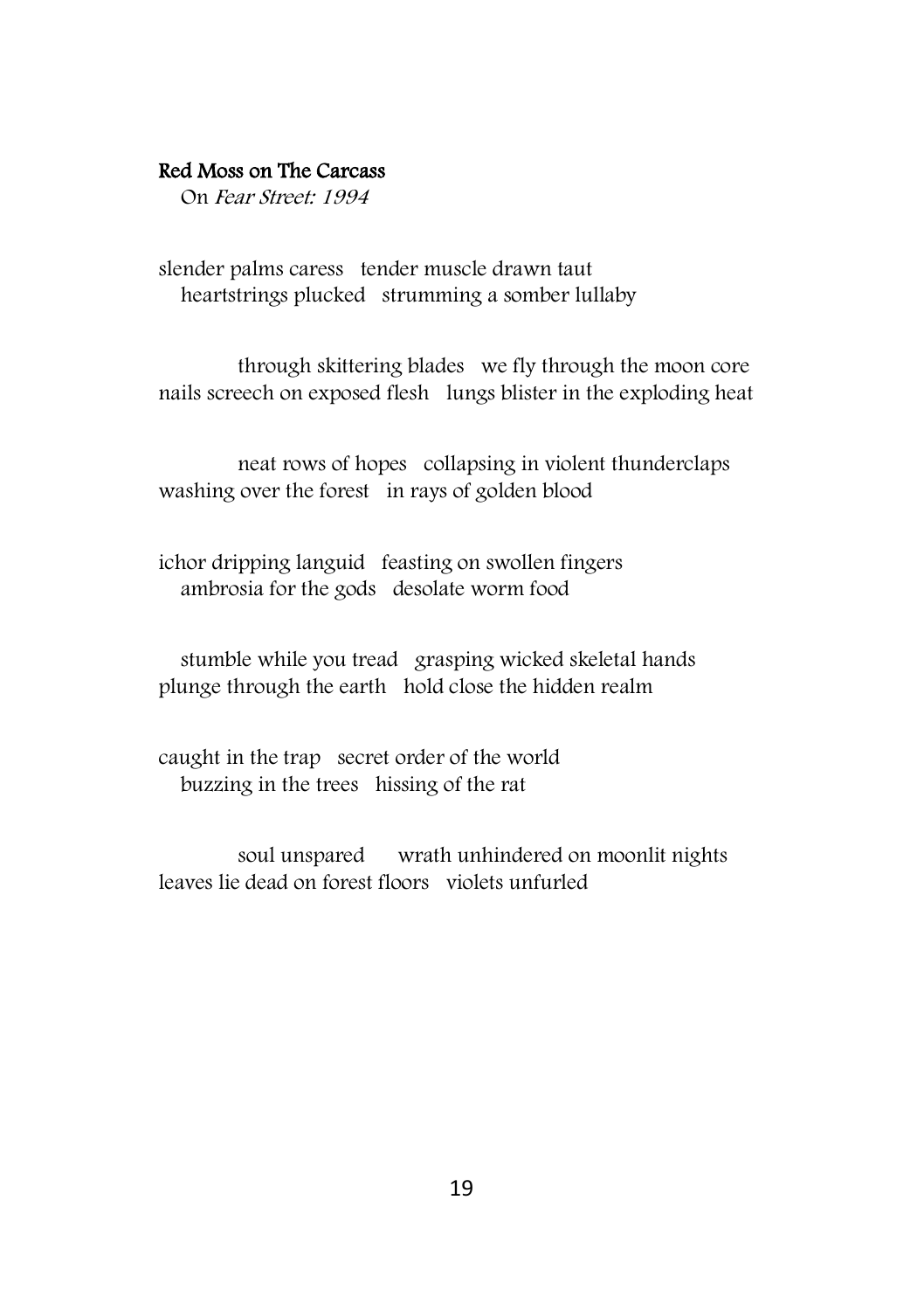**Red Moss on The Carcass**

On *Fear Street: 1994*

slender palms caress   tender muscle drawn taut
heartstrings plucked   strumming a somber lullaby

through skittering blades   we fly through the moon core
nails screech on exposed flesh   lungs blister in the exploding heat

neat rows of hopes   collapsing in violent thunderclaps
washing over the forest   in rays of golden blood

ichor dripping languid   feasting on swollen fingers
ambrosia for the gods   desolate worm food

stumble while you tread   grasping wicked skeletal hands
plunge through the earth   hold close the hidden realm

caught in the trap   secret order of the world
buzzing in the trees   hissing of the rat

soul unspared   wrath unhindered on moonlit nights
leaves lie dead on forest floors   violets unfurled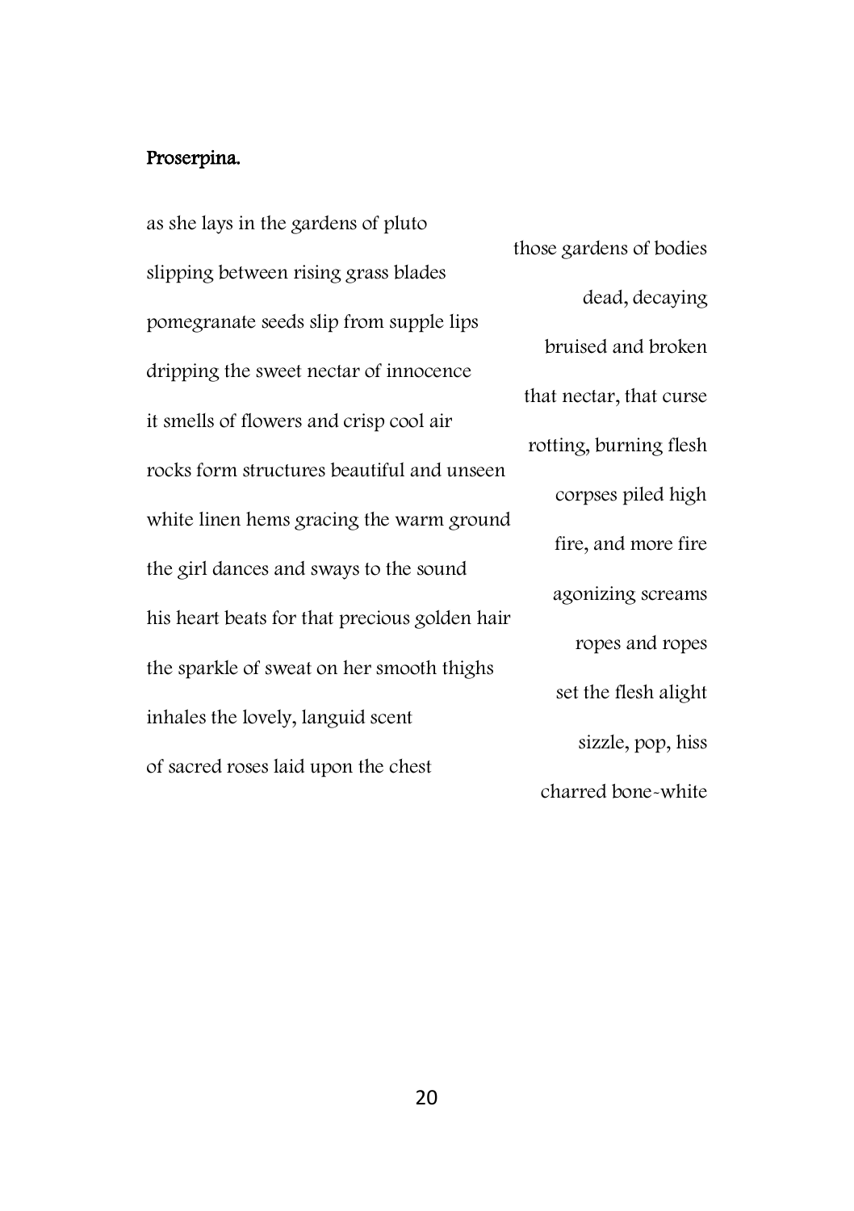**Proserpina.**

as she lays in the gardens of pluto
those gardens of bodies
slipping between rising grass blades
dead, decaying
pomegranate seeds slip from supple lips
bruised and broken
dripping the sweet nectar of innocence
that nectar, that curse
it smells of flowers and crisp cool air
rotting, burning flesh
rocks form structures beautiful and unseen
corpses piled high
white linen hems gracing the warm ground
fire, and more fire
the girl dances and sways to the sound
agonizing screams
his heart beats for that precious golden hair
ropes and ropes
the sparkle of sweat on her smooth thighs
set the flesh alight
inhales the lovely, languid scent
sizzle, pop, hiss
of sacred roses laid upon the chest
charred bone-white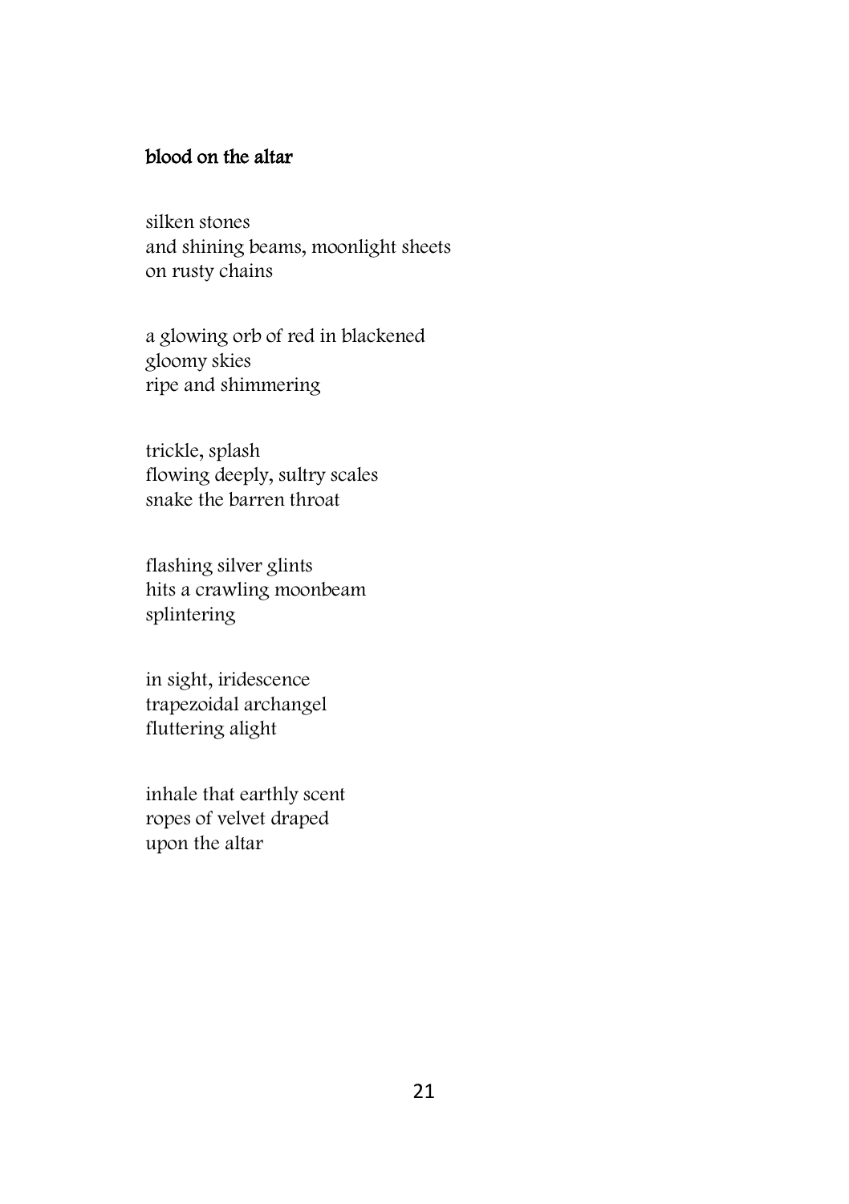**blood on the altar**

silken stones  
and shining beams, moonlight sheets  
on rusty chains

a glowing orb of red in blackened  
gloomy skies  
ripe and shimmering

trickle, splash  
flowing deeply, sultry scales  
snake the barren throat

flashing silver glints  
hits a crawling moonbeam  
splintering

in sight, iridescence  
trapezoidal archangel  
fluttering alight

inhale that earthly scent  
ropes of velvet draped  
upon the altar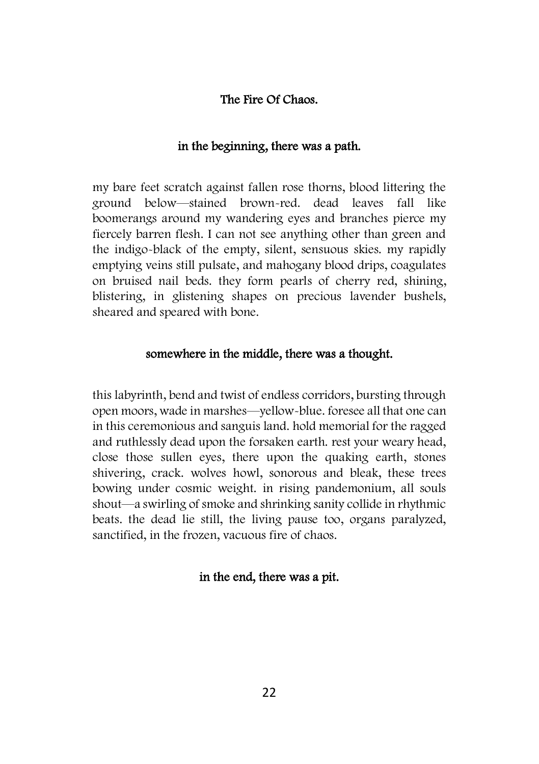## The Fire Of Chaos.

**in the beginning, there was a path.**

my bare feet scratch against fallen rose thorns, blood littering the ground below—stained brown-red. dead leaves fall like boomerangs around my wandering eyes and branches pierce my fiercely barren flesh. I can not see anything other than green and the indigo-black of the empty, silent, sensuous skies. my rapidly emptying veins still pulsate, and mahogany blood drips, coagulates on bruised nail beds. they form pearls of cherry red, shining, blistering, in glistening shapes on precious lavender bushels, sheared and speared with bone.

**somewhere in the middle, there was a thought.**

this labyrinth, bend and twist of endless corridors, bursting through open moors, wade in marshes—yellow-blue. foresee all that one can in this ceremonious and sanguis land. hold memorial for the ragged and ruthlessly dead upon the forsaken earth. rest your weary head, close those sullen eyes, there upon the quaking earth, stones shivering, crack. wolves howl, sonorous and bleak, these trees bowing under cosmic weight. in rising pandemonium, all souls shout—a swirling of smoke and shrinking sanity collide in rhythmic beats. the dead lie still, the living pause too, organs paralyzed, sanctified, in the frozen, vacuous fire of chaos.

**in the end, there was a pit.**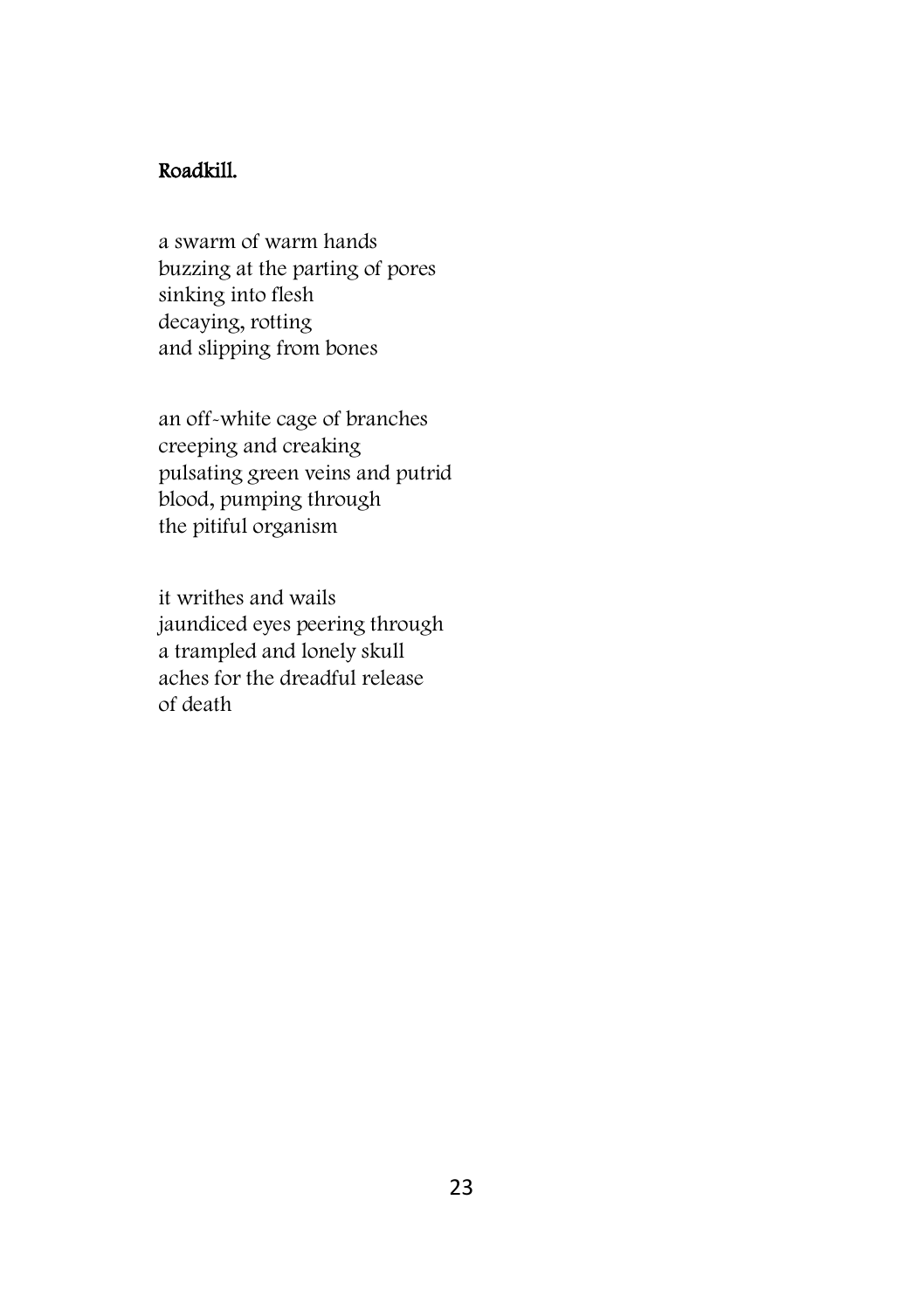## Roadkill.

a swarm of warm hands  
buzzing at the parting of pores  
sinking into flesh  
decaying, rotting  
and slipping from bones

an off-white cage of branches  
creeping and creaking  
pulsating green veins and putrid  
blood, pumping through  
the pitiful organism

it writhes and wails  
jaundiced eyes peering through  
a trampled and lonely skull  
aches for the dreadful release  
of death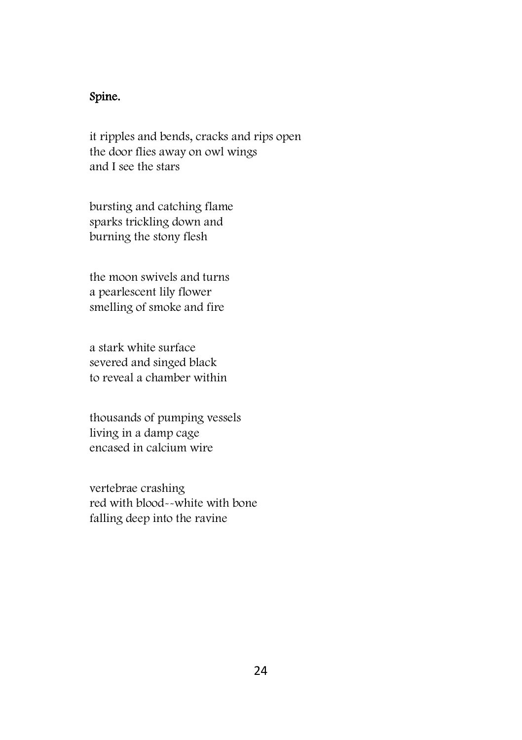## Spine.

it ripples and bends, cracks and rips open  
the door flies away on owl wings  
and I see the stars

bursting and catching flame  
sparks trickling down and  
burning the stony flesh

the moon swivels and turns  
a pearlescent lily flower  
smelling of smoke and fire

a stark white surface  
severed and singed black  
to reveal a chamber within

thousands of pumping vessels  
living in a damp cage  
encased in calcium wire

vertebrae crashing  
red with blood--white with bone  
falling deep into the ravine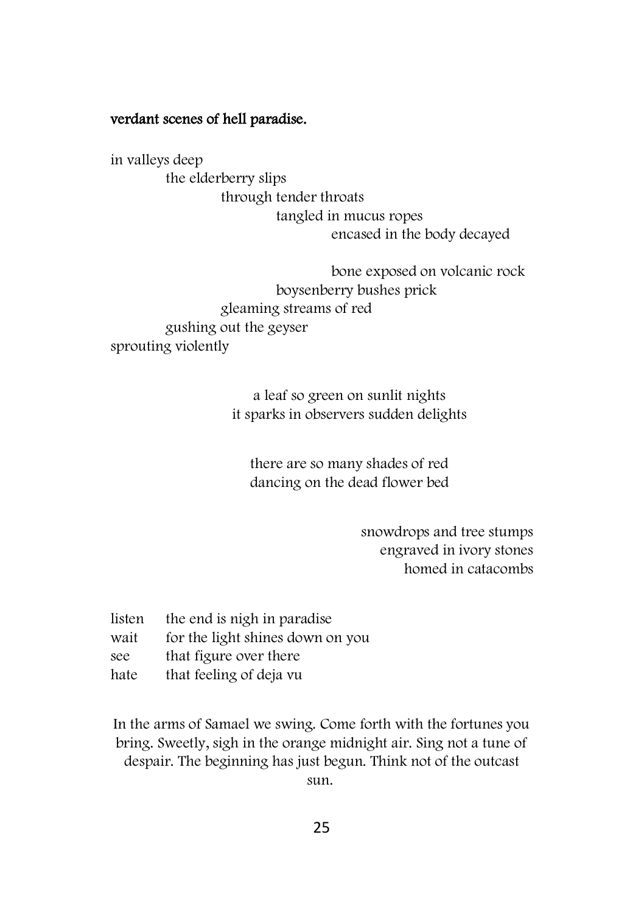**verdant scenes of hell paradise.**

in valleys deep
the elderberry slips
through tender throats
tangled in mucus ropes
encased in the body decayed

bone exposed on volcanic rock
boysenberry bushes prick
gleaming streams of red
gushing out the geyser
sprouting violently

a leaf so green on sunlit nights
it sparks in observers sudden delights

there are so many shades of red
dancing on the dead flower bed

snowdrops and tree stumps
engraved in ivory stones
homed in catacombs

listen the end is nigh in paradise
wait for the light shines down on you
see that figure over there
hate that feeling of deja vu

In the arms of Samael we swing. Come forth with the fortunes you bring. Sweetly, sigh in the orange midnight air. Sing not a tune of despair. The beginning has just begun. Think not of the outcast sun.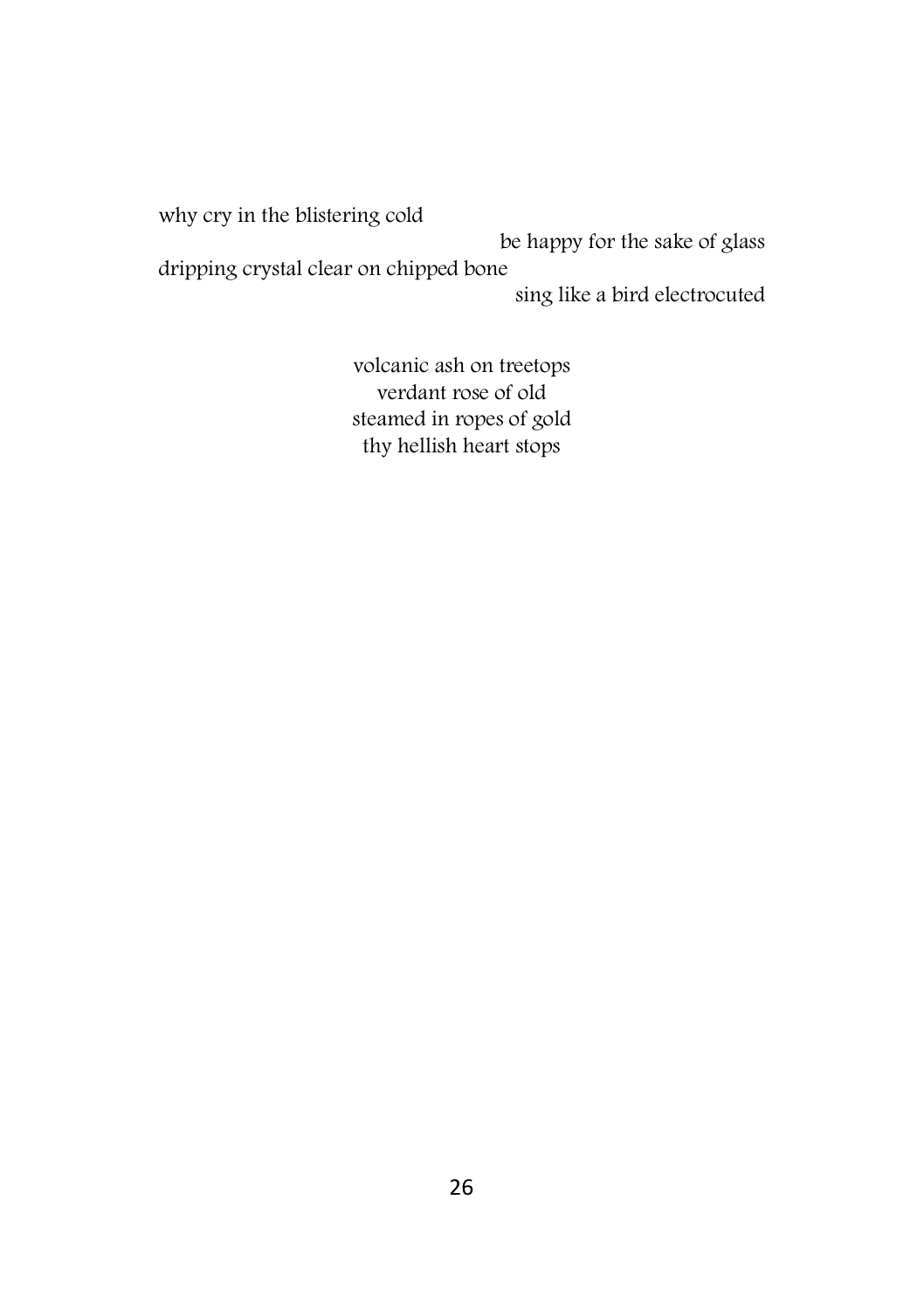why cry in the blistering cold
be happy for the sake of glass
dripping crystal clear on chipped bone
sing like a bird electrocuted

volcanic ash on treetops
verdant rose of old
steamed in ropes of gold
thy hellish heart stops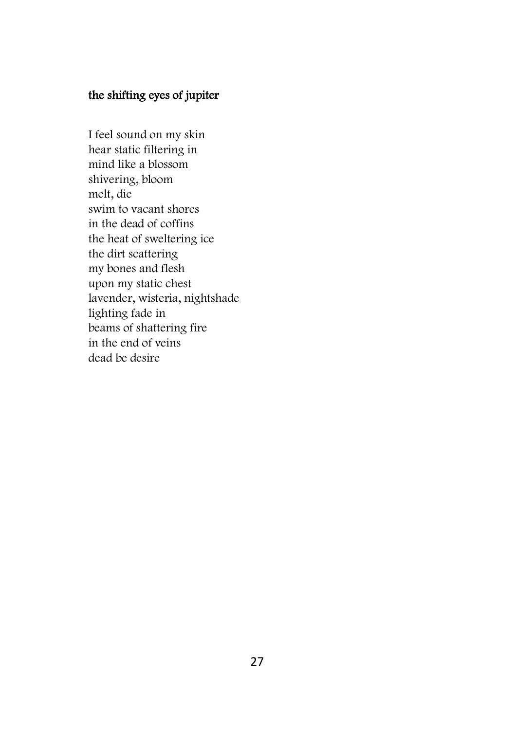### the shifting eyes of jupiter

I feel sound on my skin  
hear static filtering in  
mind like a blossom  
shivering, bloom  
melt, die  
swim to vacant shores  
in the dead of coffins  
the heat of sweltering ice  
the dirt scattering  
my bones and flesh  
upon my static chest  
lavender, wisteria, nightshade  
lighting fade in  
beams of shattering fire  
in the end of veins  
dead be desire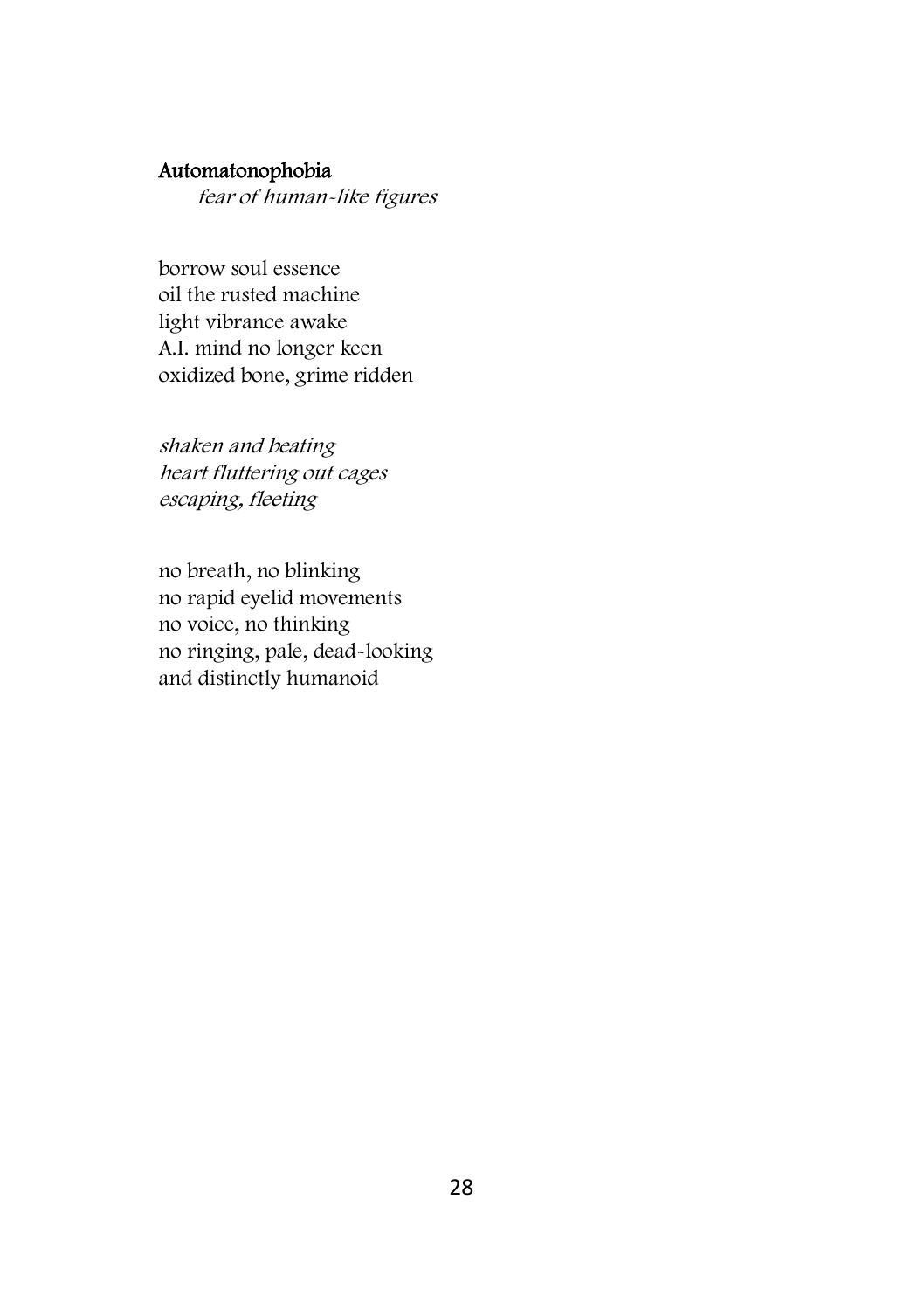## Automatonophobia

*fear of human-like figures*

borrow soul essence  
oil the rusted machine  
light vibrance awake  
A.I. mind no longer keen  
oxidized bone, grime ridden

*shaken and beating*  
*heart fluttering out cages*  
*escaping, fleeting*

no breath, no blinking  
no rapid eyelid movements  
no voice, no thinking  
no ringing, pale, dead-looking  
and distinctly humanoid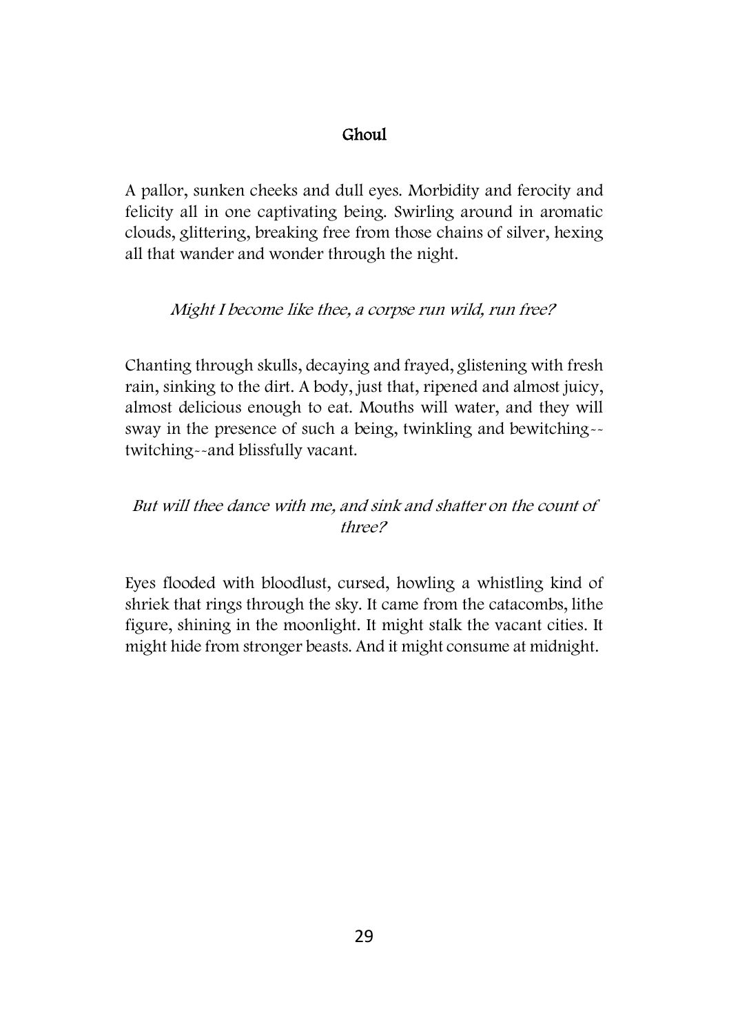# Ghoul

A pallor, sunken cheeks and dull eyes. Morbidity and ferocity and felicity all in one captivating being. Swirling around in aromatic clouds, glittering, breaking free from those chains of silver, hexing all that wander and wonder through the night.

*Might I become like thee, a corpse run wild, run free?*

Chanting through skulls, decaying and frayed, glistening with fresh rain, sinking to the dirt. A body, just that, ripened and almost juicy, almost delicious enough to eat. Mouths will water, and they will sway in the presence of such a being, twinkling and bewitching--twitching--and blissfully vacant.

*But will thee dance with me, and sink and shatter on the count of three?*

Eyes flooded with bloodlust, cursed, howling a whistling kind of shriek that rings through the sky. It came from the catacombs, lithe figure, shining in the moonlight. It might stalk the vacant cities. It might hide from stronger beasts. And it might consume at midnight.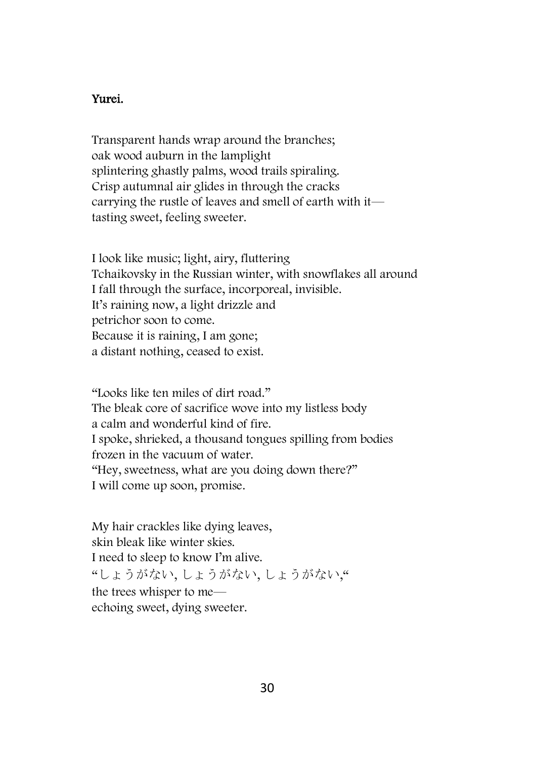**Yurei.**

Transparent hands wrap around the branches;
oak wood auburn in the lamplight
splintering ghastly palms, wood trails spiraling.
Crisp autumnal air glides in through the cracks
carrying the rustle of leaves and smell of earth with it—
tasting sweet, feeling sweeter.

I look like music; light, airy, fluttering
Tchaikovsky in the Russian winter, with snowflakes all around
I fall through the surface, incorporeal, invisible.
It's raining now, a light drizzle and
petrichor soon to come.
Because it is raining, I am gone;
a distant nothing, ceased to exist.

"Looks like ten miles of dirt road."
The bleak core of sacrifice wove into my listless body
a calm and wonderful kind of fire.
I spoke, shrieked, a thousand tongues spilling from bodies
frozen in the vacuum of water.
"Hey, sweetness, what are you doing down there?"
I will come up soon, promise.

My hair crackles like dying leaves,
skin bleak like winter skies.
I need to sleep to know I'm alive.
"しょうがない, しょうがない, しょうがない,"
the trees whisper to me—
echoing sweet, dying sweeter.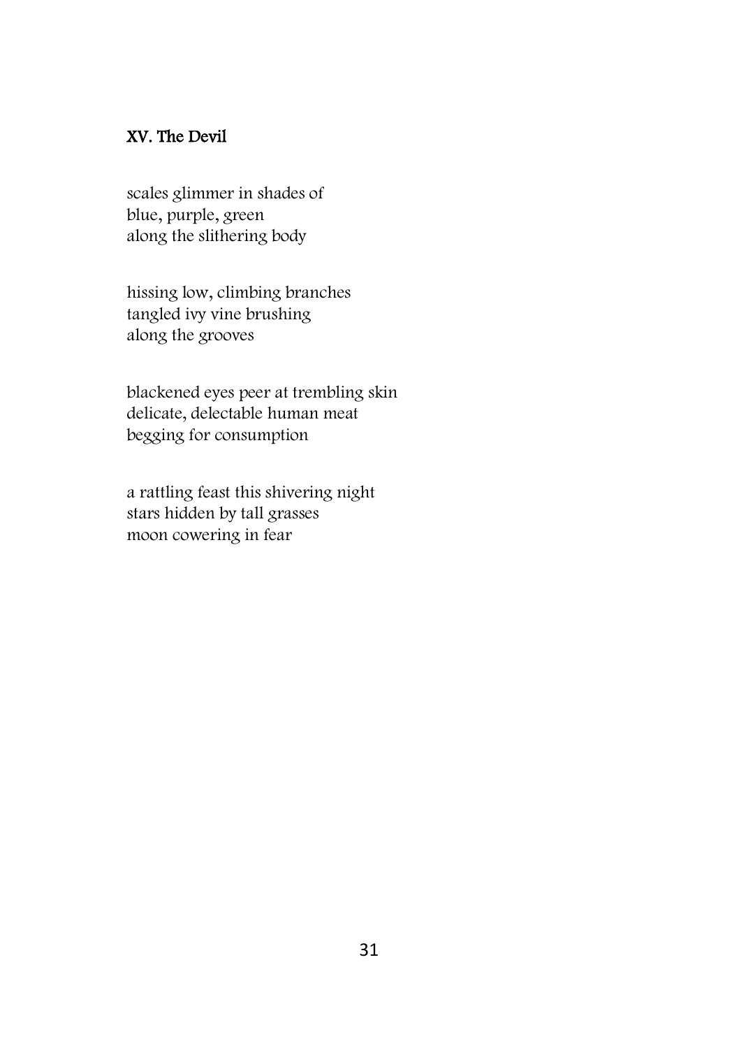## XV. The Devil

scales glimmer in shades of  
blue, purple, green  
along the slithering body

hissing low, climbing branches  
tangled ivy vine brushing  
along the grooves

blackened eyes peer at trembling skin  
delicate, delectable human meat  
begging for consumption

a rattling feast this shivering night  
stars hidden by tall grasses  
moon cowering in fear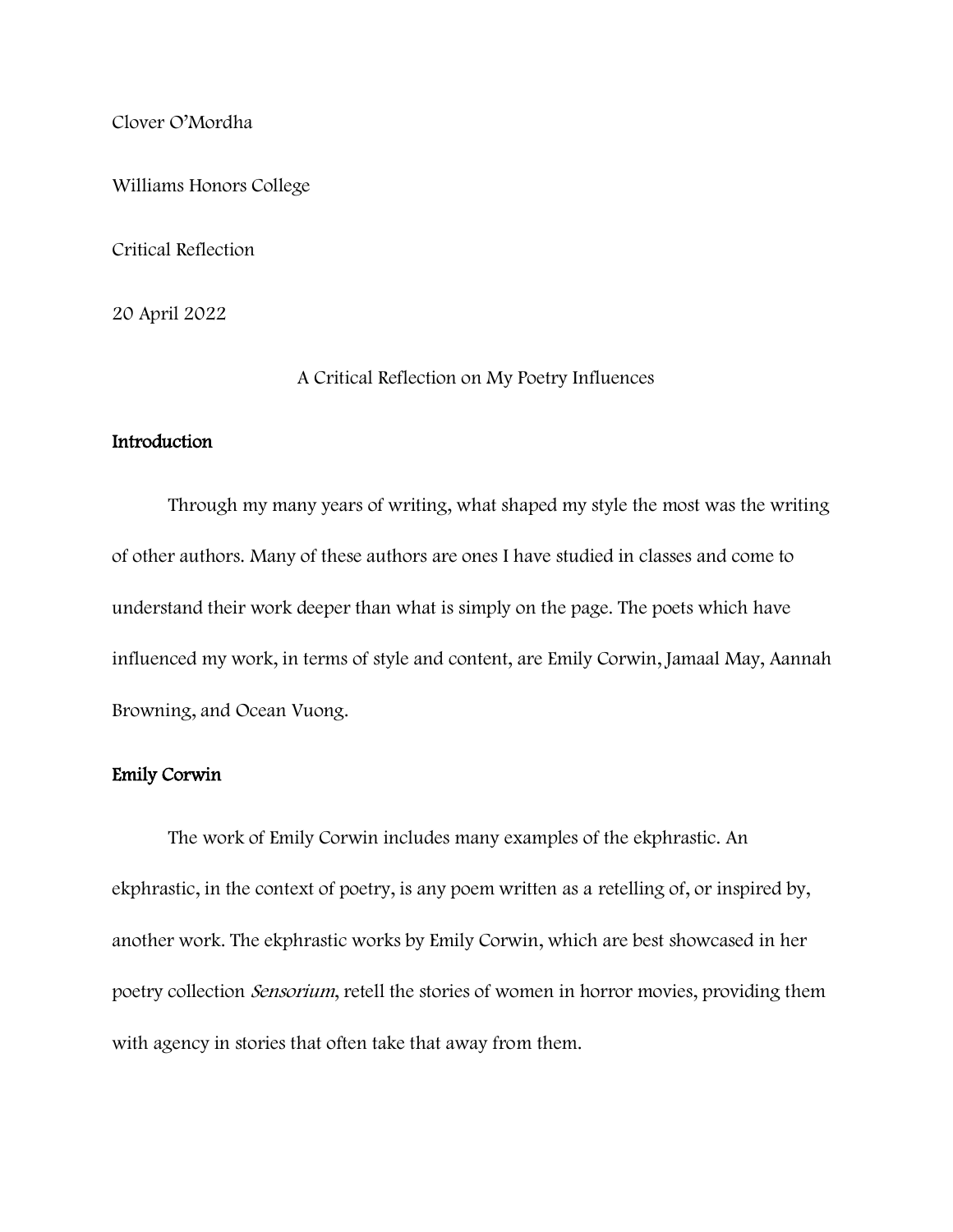Clover O'Mordha

Williams Honors College

Critical Reflection

20 April 2022

# A Critical Reflection on My Poetry Influences

## Introduction

Through my many years of writing, what shaped my style the most was the writing of other authors. Many of these authors are ones I have studied in classes and come to understand their work deeper than what is simply on the page. The poets which have influenced my work, in terms of style and content, are Emily Corwin, Jamaal May, Aannah Browning, and Ocean Vuong.

## Emily Corwin

The work of Emily Corwin includes many examples of the ekphrastic. An ekphrastic, in the context of poetry, is any poem written as a retelling of, or inspired by, another work. The ekphrastic works by Emily Corwin, which are best showcased in her poetry collection *Sensorium*, retell the stories of women in horror movies, providing them with agency in stories that often take that away from them.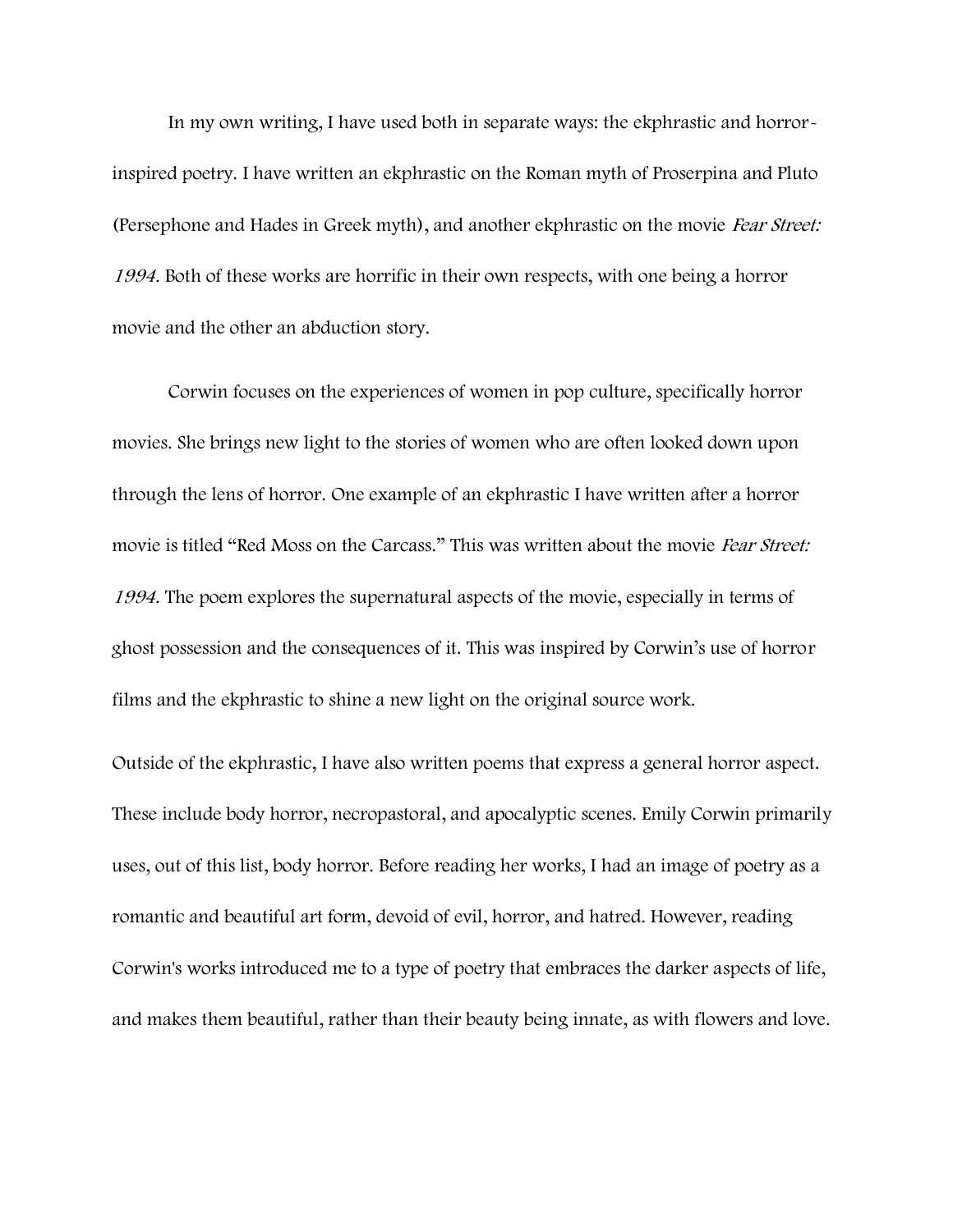In my own writing, I have used both in separate ways: the ekphrastic and horror-inspired poetry. I have written an ekphrastic on the Roman myth of Proserpina and Pluto (Persephone and Hades in Greek myth), and another ekphrastic on the movie *Fear Street: 1994*. Both of these works are horrific in their own respects, with one being a horror movie and the other an abduction story.

Corwin focuses on the experiences of women in pop culture, specifically horror movies. She brings new light to the stories of women who are often looked down upon through the lens of horror. One example of an ekphrastic I have written after a horror movie is titled "Red Moss on the Carcass." This was written about the movie *Fear Street: 1994*. The poem explores the supernatural aspects of the movie, especially in terms of ghost possession and the consequences of it. This was inspired by Corwin's use of horror films and the ekphrastic to shine a new light on the original source work.

Outside of the ekphrastic, I have also written poems that express a general horror aspect. These include body horror, necropastoral, and apocalyptic scenes. Emily Corwin primarily uses, out of this list, body horror. Before reading her works, I had an image of poetry as a romantic and beautiful art form, devoid of evil, horror, and hatred. However, reading Corwin's works introduced me to a type of poetry that embraces the darker aspects of life, and makes them beautiful, rather than their beauty being innate, as with flowers and love.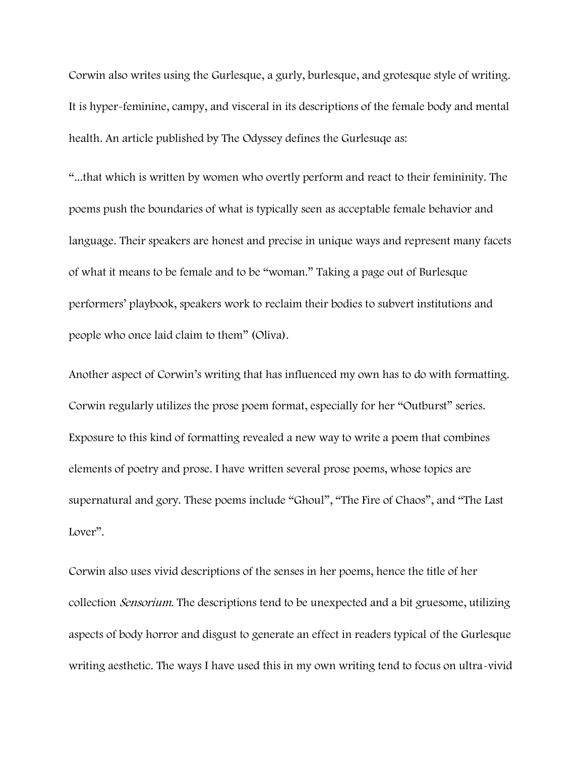Corwin also writes using the Gurlesque, a gurly, burlesque, and grotesque style of writing. It is hyper-feminine, campy, and visceral in its descriptions of the female body and mental health. An article published by The Odyssey defines the Gurlesuqe as:

"...that which is written by women who overtly perform and react to their femininity. The poems push the boundaries of what is typically seen as acceptable female behavior and language. Their speakers are honest and precise in unique ways and represent many facets of what it means to be female and to be "woman." Taking a page out of Burlesque performers' playbook, speakers work to reclaim their bodies to subvert institutions and people who once laid claim to them" (Oliva).

Another aspect of Corwin's writing that has influenced my own has to do with formatting. Corwin regularly utilizes the prose poem format, especially for her "Outburst" series. Exposure to this kind of formatting revealed a new way to write a poem that combines elements of poetry and prose. I have written several prose poems, whose topics are supernatural and gory. These poems include "Ghoul", "The Fire of Chaos", and "The Last Lover".

Corwin also uses vivid descriptions of the senses in her poems, hence the title of her collection *Sensorium*. The descriptions tend to be unexpected and a bit gruesome, utilizing aspects of body horror and disgust to generate an effect in readers typical of the Gurlesque writing aesthetic. The ways I have used this in my own writing tend to focus on ultra-vivid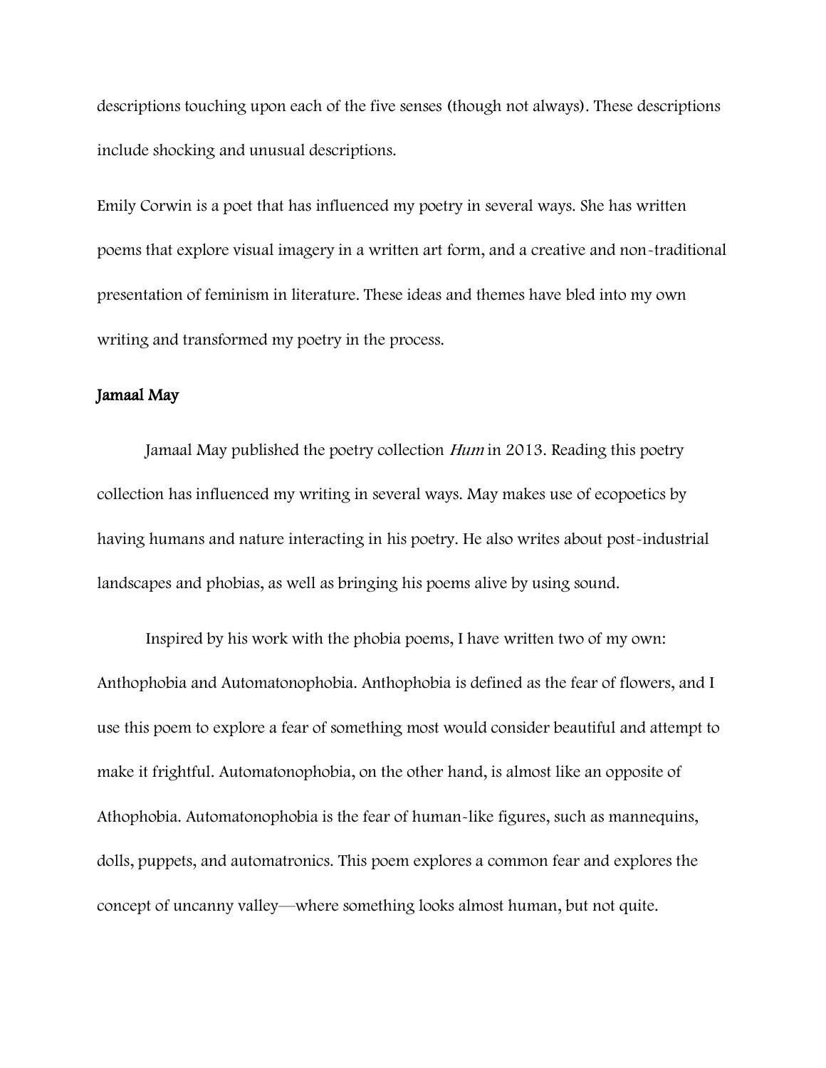descriptions touching upon each of the five senses (though not always). These descriptions include shocking and unusual descriptions.

Emily Corwin is a poet that has influenced my poetry in several ways. She has written poems that explore visual imagery in a written art form, and a creative and non-traditional presentation of feminism in literature. These ideas and themes have bled into my own writing and transformed my poetry in the process.

## Jamaal May

Jamaal May published the poetry collection *Hum* in 2013. Reading this poetry collection has influenced my writing in several ways. May makes use of ecopoetics by having humans and nature interacting in his poetry. He also writes about post-industrial landscapes and phobias, as well as bringing his poems alive by using sound.

Inspired by his work with the phobia poems, I have written two of my own: Anthophobia and Automatonophobia. Anthophobia is defined as the fear of flowers, and I use this poem to explore a fear of something most would consider beautiful and attempt to make it frightful. Automatonophobia, on the other hand, is almost like an opposite of Athophobia. Automatonophobia is the fear of human-like figures, such as mannequins, dolls, puppets, and automatronics. This poem explores a common fear and explores the concept of uncanny valley—where something looks almost human, but not quite.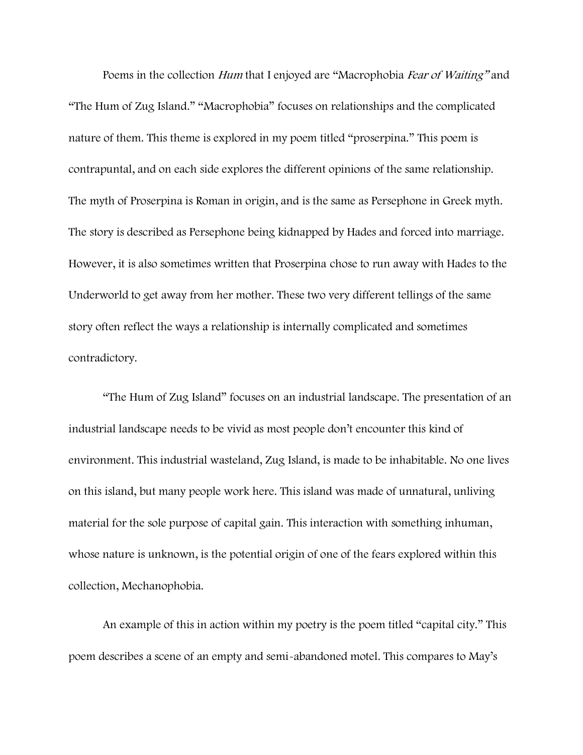Poems in the collection *Hum* that I enjoyed are "Macrophobia *Fear of Waiting"* and "The Hum of Zug Island." "Macrophobia" focuses on relationships and the complicated nature of them. This theme is explored in my poem titled "proserpina." This poem is contrapuntal, and on each side explores the different opinions of the same relationship. The myth of Proserpina is Roman in origin, and is the same as Persephone in Greek myth. The story is described as Persephone being kidnapped by Hades and forced into marriage. However, it is also sometimes written that Proserpina chose to run away with Hades to the Underworld to get away from her mother. These two very different tellings of the same story often reflect the ways a relationship is internally complicated and sometimes contradictory.

"The Hum of Zug Island" focuses on an industrial landscape. The presentation of an industrial landscape needs to be vivid as most people don't encounter this kind of environment. This industrial wasteland, Zug Island, is made to be inhabitable. No one lives on this island, but many people work here. This island was made of unnatural, unliving material for the sole purpose of capital gain. This interaction with something inhuman, whose nature is unknown, is the potential origin of one of the fears explored within this collection, Mechanophobia.

An example of this in action within my poetry is the poem titled "capital city." This poem describes a scene of an empty and semi-abandoned motel. This compares to May's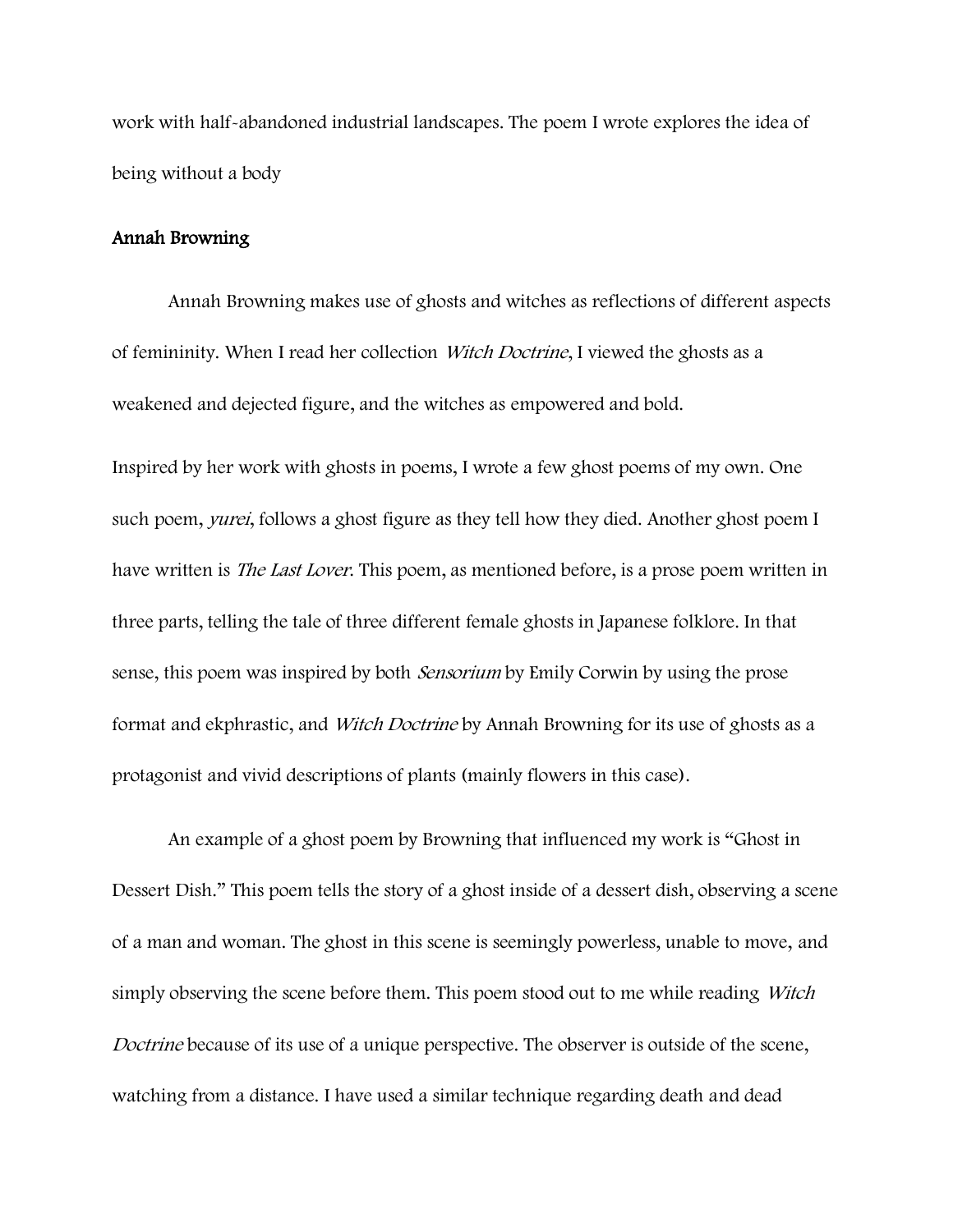work with half-abandoned industrial landscapes. The poem I wrote explores the idea of being without a body

## Annah Browning

Annah Browning makes use of ghosts and witches as reflections of different aspects of femininity. When I read her collection *Witch Doctrine*, I viewed the ghosts as a weakened and dejected figure, and the witches as empowered and bold.

Inspired by her work with ghosts in poems, I wrote a few ghost poems of my own. One such poem, *yurei*, follows a ghost figure as they tell how they died. Another ghost poem I have written is *The Last Lover*. This poem, as mentioned before, is a prose poem written in three parts, telling the tale of three different female ghosts in Japanese folklore. In that sense, this poem was inspired by both *Sensorium* by Emily Corwin by using the prose format and ekphrastic, and *Witch Doctrine* by Annah Browning for its use of ghosts as a protagonist and vivid descriptions of plants (mainly flowers in this case).

An example of a ghost poem by Browning that influenced my work is "Ghost in Dessert Dish." This poem tells the story of a ghost inside of a dessert dish, observing a scene of a man and woman. The ghost in this scene is seemingly powerless, unable to move, and simply observing the scene before them. This poem stood out to me while reading *Witch Doctrine* because of its use of a unique perspective. The observer is outside of the scene, watching from a distance. I have used a similar technique regarding death and dead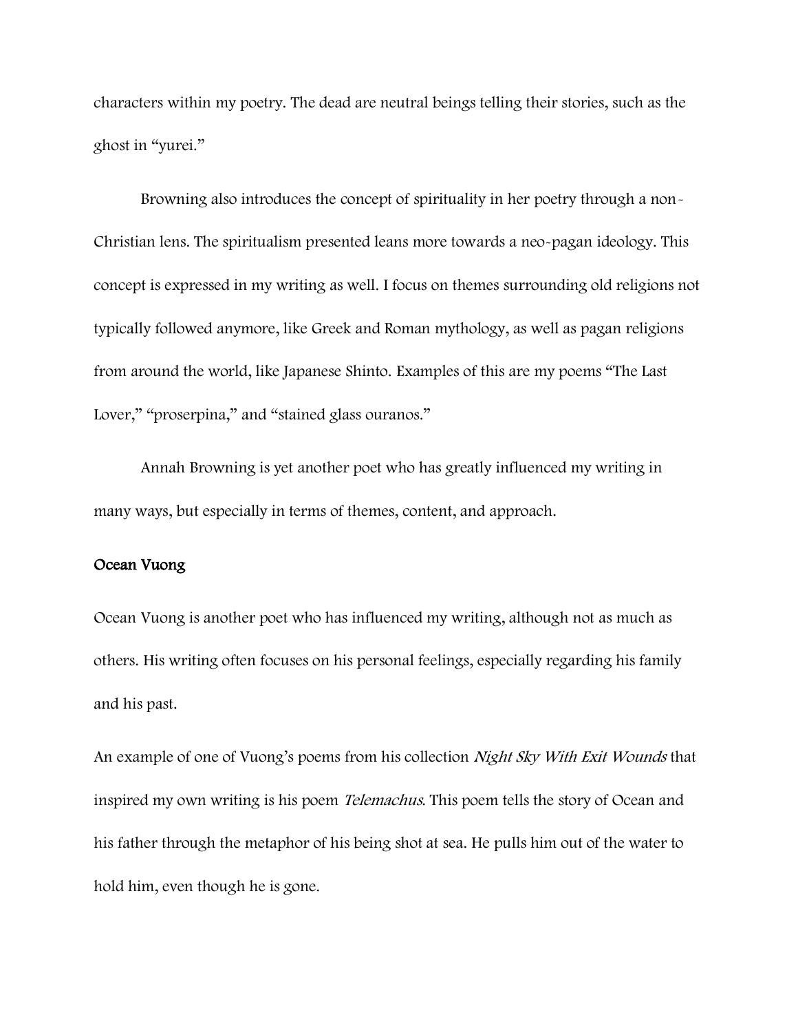characters within my poetry. The dead are neutral beings telling their stories, such as the ghost in "yurei."

Browning also introduces the concept of spirituality in her poetry through a non-Christian lens. The spiritualism presented leans more towards a neo-pagan ideology. This concept is expressed in my writing as well. I focus on themes surrounding old religions not typically followed anymore, like Greek and Roman mythology, as well as pagan religions from around the world, like Japanese Shinto. Examples of this are my poems "The Last Lover," "proserpina," and "stained glass ouranos."

Annah Browning is yet another poet who has greatly influenced my writing in many ways, but especially in terms of themes, content, and approach.

### Ocean Vuong

Ocean Vuong is another poet who has influenced my writing, although not as much as others. His writing often focuses on his personal feelings, especially regarding his family and his past.

An example of one of Vuong's poems from his collection *Night Sky With Exit Wounds* that inspired my own writing is his poem *Telemachus*. This poem tells the story of Ocean and his father through the metaphor of his being shot at sea. He pulls him out of the water to hold him, even though he is gone.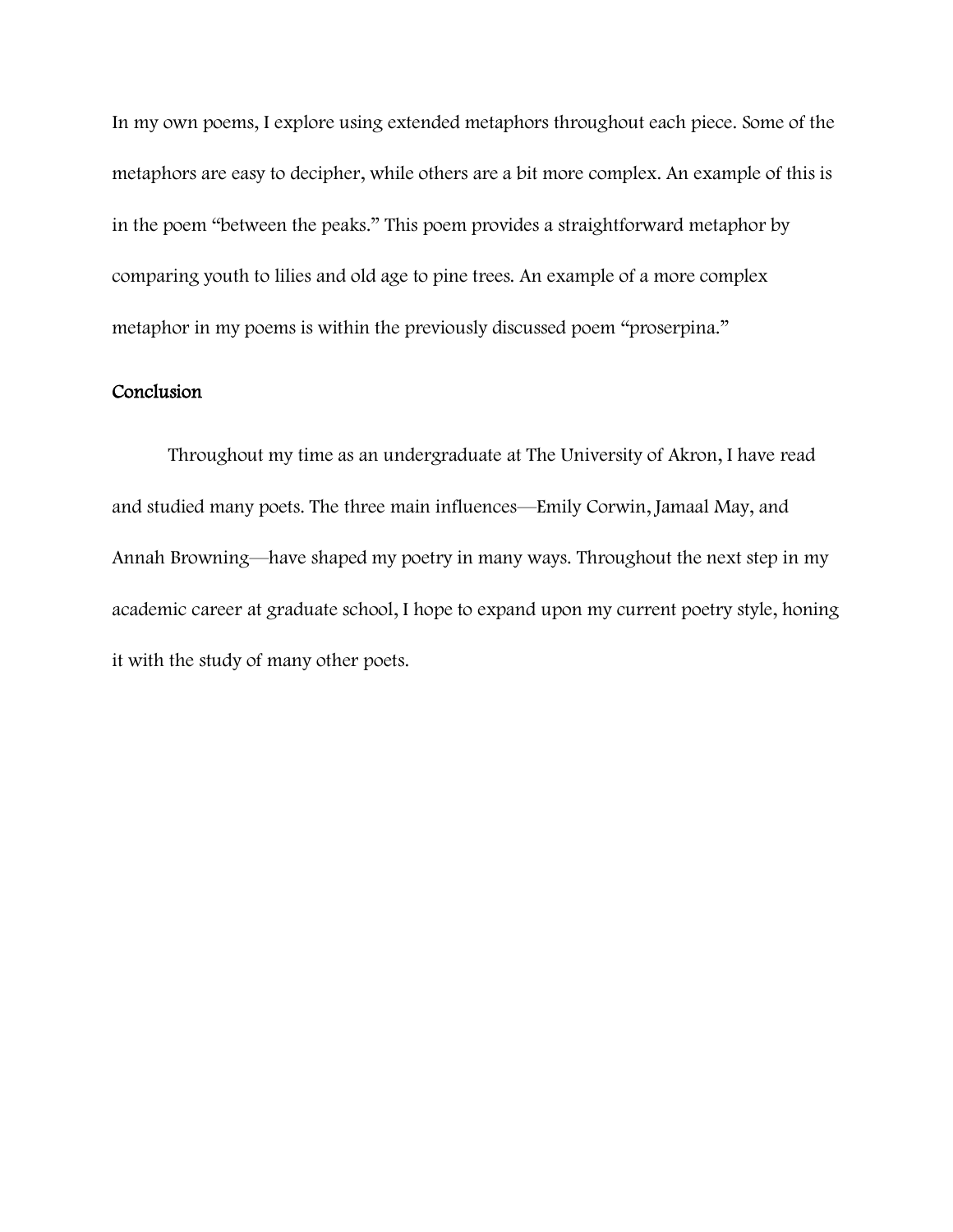In my own poems, I explore using extended metaphors throughout each piece. Some of the metaphors are easy to decipher, while others are a bit more complex. An example of this is in the poem "between the peaks." This poem provides a straightforward metaphor by comparing youth to lilies and old age to pine trees. An example of a more complex metaphor in my poems is within the previously discussed poem "proserpina."

## Conclusion

Throughout my time as an undergraduate at The University of Akron, I have read and studied many poets. The three main influences—Emily Corwin, Jamaal May, and Annah Browning—have shaped my poetry in many ways. Throughout the next step in my academic career at graduate school, I hope to expand upon my current poetry style, honing it with the study of many other poets.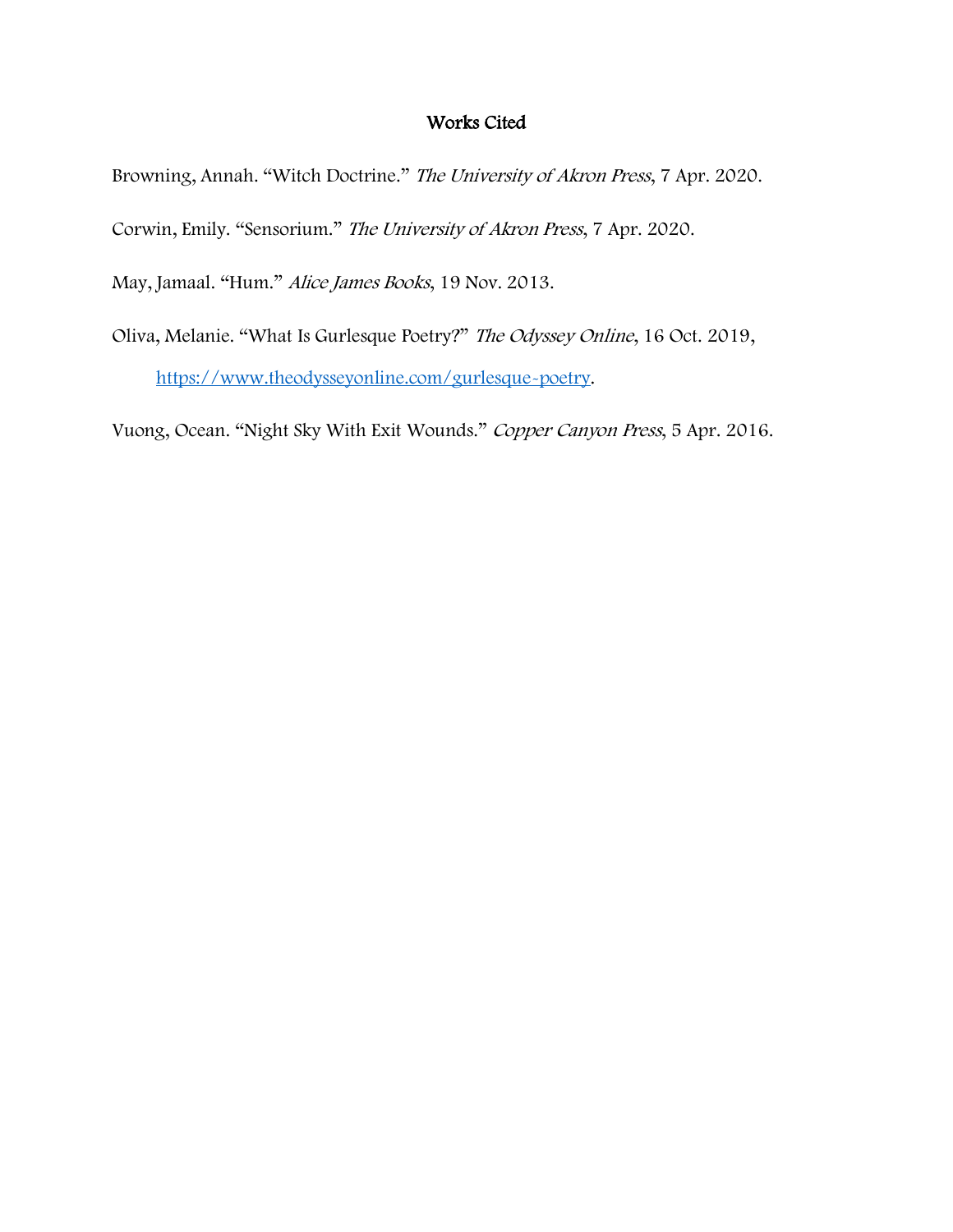# Works Cited

Browning, Annah. “Witch Doctrine.” *The University of Akron Press*, 7 Apr. 2020.

Corwin, Emily. “Sensorium.” *The University of Akron Press*, 7 Apr. 2020.

May, Jamaal. “Hum.” *Alice James Books*, 19 Nov. 2013.

Oliva, Melanie. “What Is Gurlesque Poetry?” *The Odyssey Online*, 16 Oct. 2019, https://www.theodysseyonline.com/gurlesque-poetry.

Vuong, Ocean. “Night Sky With Exit Wounds.” *Copper Canyon Press*, 5 Apr. 2016.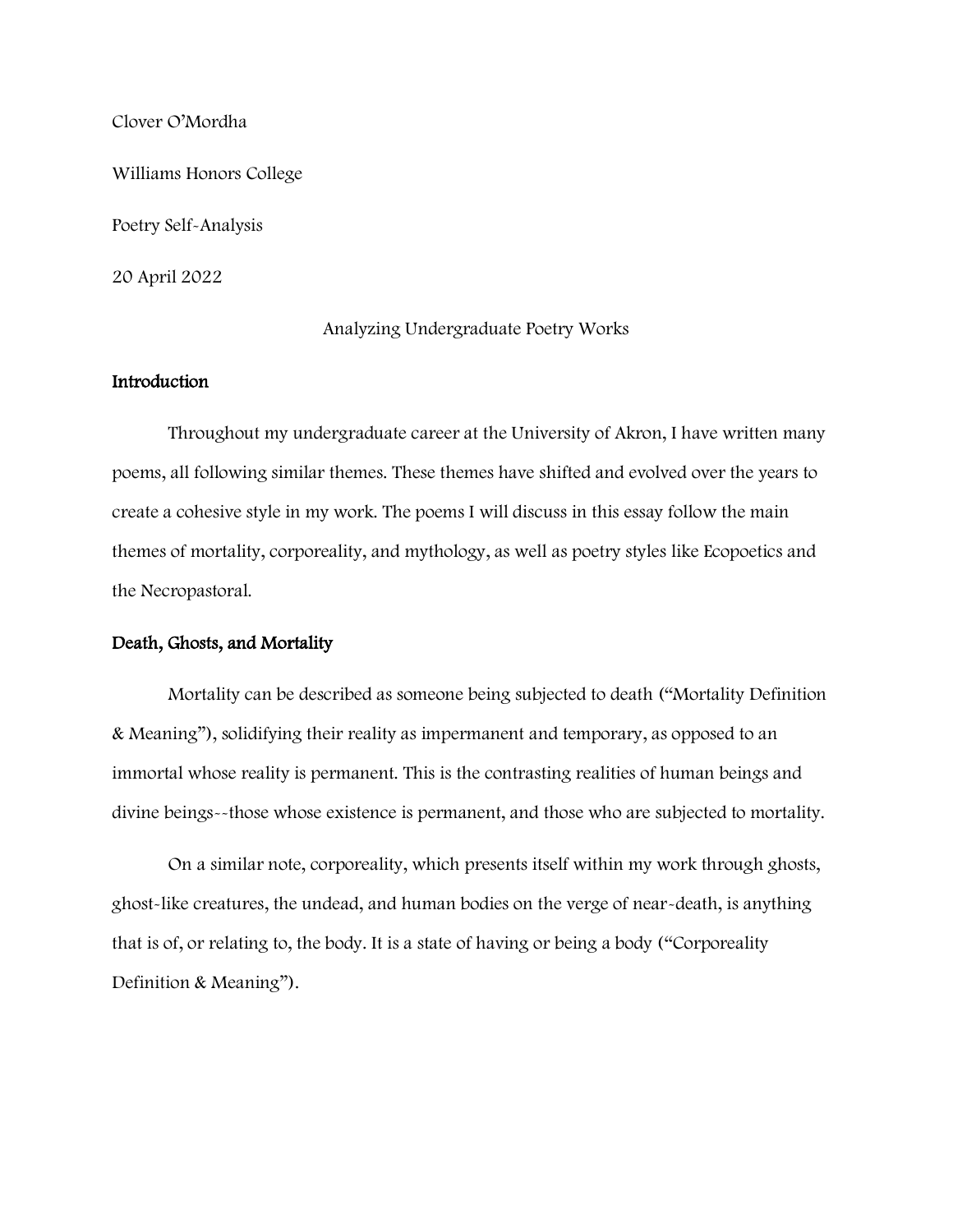Clover O'Mordha

Williams Honors College

Poetry Self-Analysis

20 April 2022

# Analyzing Undergraduate Poetry Works

## Introduction

Throughout my undergraduate career at the University of Akron, I have written many poems, all following similar themes. These themes have shifted and evolved over the years to create a cohesive style in my work. The poems I will discuss in this essay follow the main themes of mortality, corporeality, and mythology, as well as poetry styles like Ecopoetics and the Necropastoral.

## Death, Ghosts, and Mortality

Mortality can be described as someone being subjected to death ("Mortality Definition & Meaning"), solidifying their reality as impermanent and temporary, as opposed to an immortal whose reality is permanent. This is the contrasting realities of human beings and divine beings--those whose existence is permanent, and those who are subjected to mortality.

On a similar note, corporeality, which presents itself within my work through ghosts, ghost-like creatures, the undead, and human bodies on the verge of near-death, is anything that is of, or relating to, the body. It is a state of having or being a body ("Corporeality Definition & Meaning").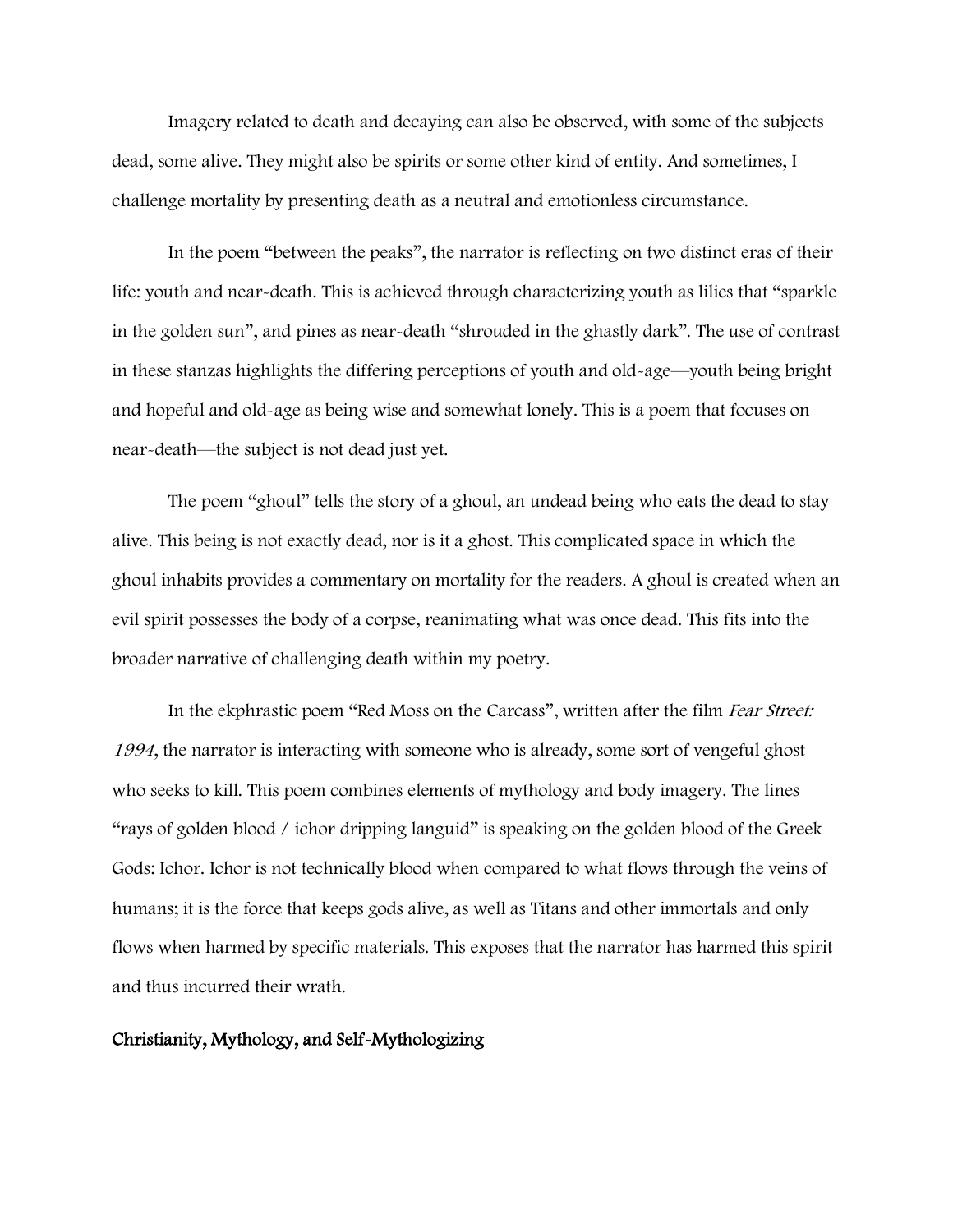Imagery related to death and decaying can also be observed, with some of the subjects dead, some alive. They might also be spirits or some other kind of entity. And sometimes, I challenge mortality by presenting death as a neutral and emotionless circumstance.

In the poem "between the peaks", the narrator is reflecting on two distinct eras of their life: youth and near-death. This is achieved through characterizing youth as lilies that "sparkle in the golden sun", and pines as near-death "shrouded in the ghastly dark". The use of contrast in these stanzas highlights the differing perceptions of youth and old-age—youth being bright and hopeful and old-age as being wise and somewhat lonely. This is a poem that focuses on near-death—the subject is not dead just yet.

The poem "ghoul" tells the story of a ghoul, an undead being who eats the dead to stay alive. This being is not exactly dead, nor is it a ghost. This complicated space in which the ghoul inhabits provides a commentary on mortality for the readers. A ghoul is created when an evil spirit possesses the body of a corpse, reanimating what was once dead. This fits into the broader narrative of challenging death within my poetry.

In the ekphrastic poem "Red Moss on the Carcass", written after the film *Fear Street: 1994*, the narrator is interacting with someone who is already, some sort of vengeful ghost who seeks to kill. This poem combines elements of mythology and body imagery. The lines "rays of golden blood / ichor dripping languid" is speaking on the golden blood of the Greek Gods: Ichor. Ichor is not technically blood when compared to what flows through the veins of humans; it is the force that keeps gods alive, as well as Titans and other immortals and only flows when harmed by specific materials. This exposes that the narrator has harmed this spirit and thus incurred their wrath.

## Christianity, Mythology, and Self-Mythologizing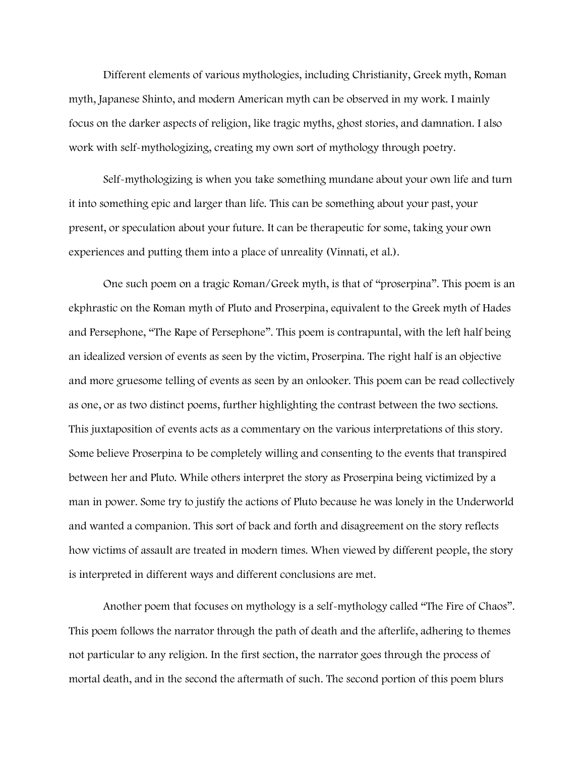Different elements of various mythologies, including Christianity, Greek myth, Roman myth, Japanese Shinto, and modern American myth can be observed in my work. I mainly focus on the darker aspects of religion, like tragic myths, ghost stories, and damnation. I also work with self-mythologizing, creating my own sort of mythology through poetry.

Self-mythologizing is when you take something mundane about your own life and turn it into something epic and larger than life. This can be something about your past, your present, or speculation about your future. It can be therapeutic for some, taking your own experiences and putting them into a place of unreality (Vinnati, et al.).

One such poem on a tragic Roman/Greek myth, is that of "proserpina". This poem is an ekphrastic on the Roman myth of Pluto and Proserpina, equivalent to the Greek myth of Hades and Persephone, "The Rape of Persephone". This poem is contrapuntal, with the left half being an idealized version of events as seen by the victim, Proserpina. The right half is an objective and more gruesome telling of events as seen by an onlooker. This poem can be read collectively as one, or as two distinct poems, further highlighting the contrast between the two sections. This juxtaposition of events acts as a commentary on the various interpretations of this story. Some believe Proserpina to be completely willing and consenting to the events that transpired between her and Pluto. While others interpret the story as Proserpina being victimized by a man in power. Some try to justify the actions of Pluto because he was lonely in the Underworld and wanted a companion. This sort of back and forth and disagreement on the story reflects how victims of assault are treated in modern times. When viewed by different people, the story is interpreted in different ways and different conclusions are met.

Another poem that focuses on mythology is a self-mythology called "The Fire of Chaos". This poem follows the narrator through the path of death and the afterlife, adhering to themes not particular to any religion. In the first section, the narrator goes through the process of mortal death, and in the second the aftermath of such. The second portion of this poem blurs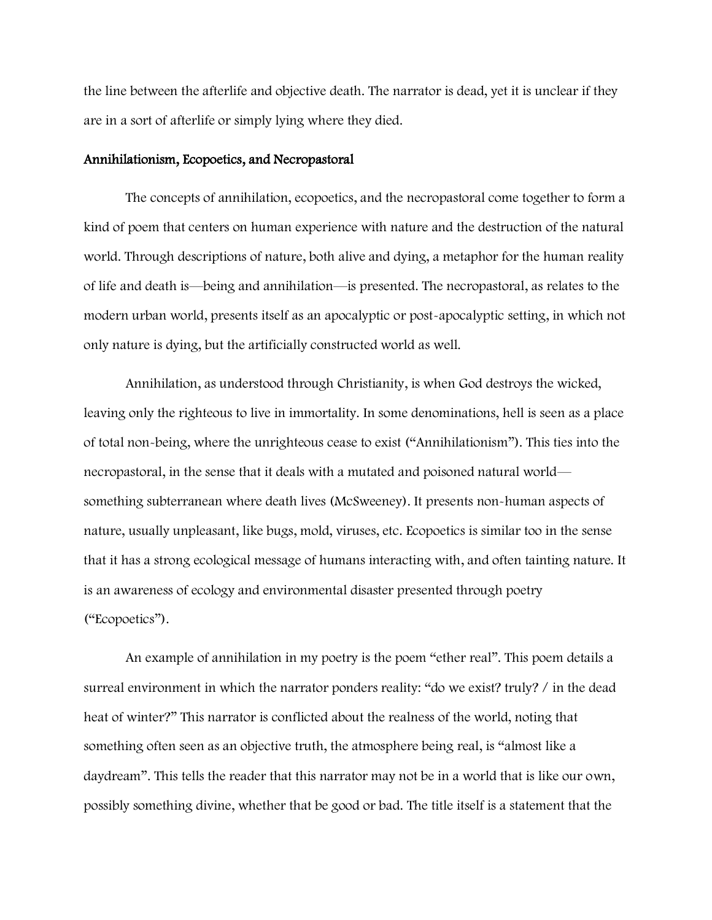the line between the afterlife and objective death. The narrator is dead, yet it is unclear if they are in a sort of afterlife or simply lying where they died.

### Annihilationism, Ecopoetics, and Necropastoral

The concepts of annihilation, ecopoetics, and the necropastoral come together to form a kind of poem that centers on human experience with nature and the destruction of the natural world. Through descriptions of nature, both alive and dying, a metaphor for the human reality of life and death is—being and annihilation—is presented. The necropastoral, as relates to the modern urban world, presents itself as an apocalyptic or post-apocalyptic setting, in which not only nature is dying, but the artificially constructed world as well.

Annihilation, as understood through Christianity, is when God destroys the wicked, leaving only the righteous to live in immortality. In some denominations, hell is seen as a place of total non-being, where the unrighteous cease to exist ("Annihilationism"). This ties into the necropastoral, in the sense that it deals with a mutated and poisoned natural world—something subterranean where death lives (McSweeney). It presents non-human aspects of nature, usually unpleasant, like bugs, mold, viruses, etc. Ecopoetics is similar too in the sense that it has a strong ecological message of humans interacting with, and often tainting nature. It is an awareness of ecology and environmental disaster presented through poetry ("Ecopoetics").

An example of annihilation in my poetry is the poem "ether real". This poem details a surreal environment in which the narrator ponders reality: "do we exist? truly? / in the dead heat of winter?" This narrator is conflicted about the realness of the world, noting that something often seen as an objective truth, the atmosphere being real, is "almost like a daydream". This tells the reader that this narrator may not be in a world that is like our own, possibly something divine, whether that be good or bad. The title itself is a statement that the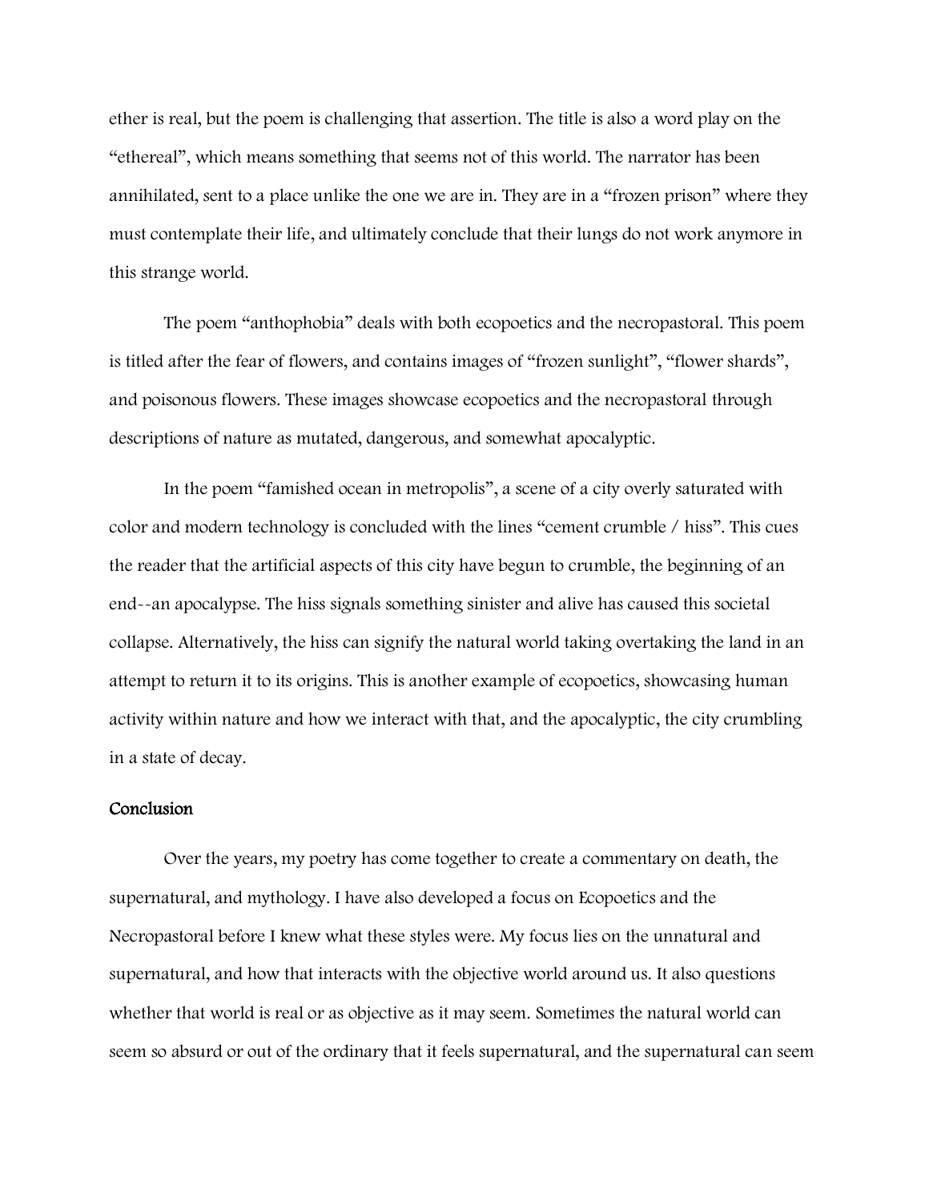ether is real, but the poem is challenging that assertion. The title is also a word play on the "ethereal", which means something that seems not of this world. The narrator has been annihilated, sent to a place unlike the one we are in. They are in a "frozen prison" where they must contemplate their life, and ultimately conclude that their lungs do not work anymore in this strange world.

The poem "anthophobia" deals with both ecopoetics and the necropastoral. This poem is titled after the fear of flowers, and contains images of "frozen sunlight", "flower shards", and poisonous flowers. These images showcase ecopoetics and the necropastoral through descriptions of nature as mutated, dangerous, and somewhat apocalyptic.

In the poem "famished ocean in metropolis", a scene of a city overly saturated with color and modern technology is concluded with the lines "cement crumble / hiss". This cues the reader that the artificial aspects of this city have begun to crumble, the beginning of an end--an apocalypse. The hiss signals something sinister and alive has caused this societal collapse. Alternatively, the hiss can signify the natural world taking overtaking the land in an attempt to return it to its origins. This is another example of ecopoetics, showcasing human activity within nature and how we interact with that, and the apocalyptic, the city crumbling in a state of decay.

### Conclusion

Over the years, my poetry has come together to create a commentary on death, the supernatural, and mythology. I have also developed a focus on Ecopoetics and the Necropastoral before I knew what these styles were. My focus lies on the unnatural and supernatural, and how that interacts with the objective world around us. It also questions whether that world is real or as objective as it may seem. Sometimes the natural world can seem so absurd or out of the ordinary that it feels supernatural, and the supernatural can seem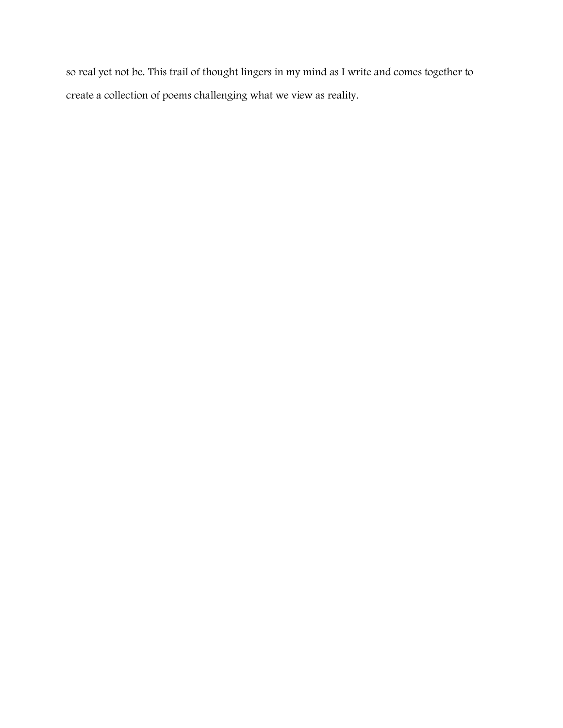so real yet not be. This trail of thought lingers in my mind as I write and comes together to create a collection of poems challenging what we view as reality.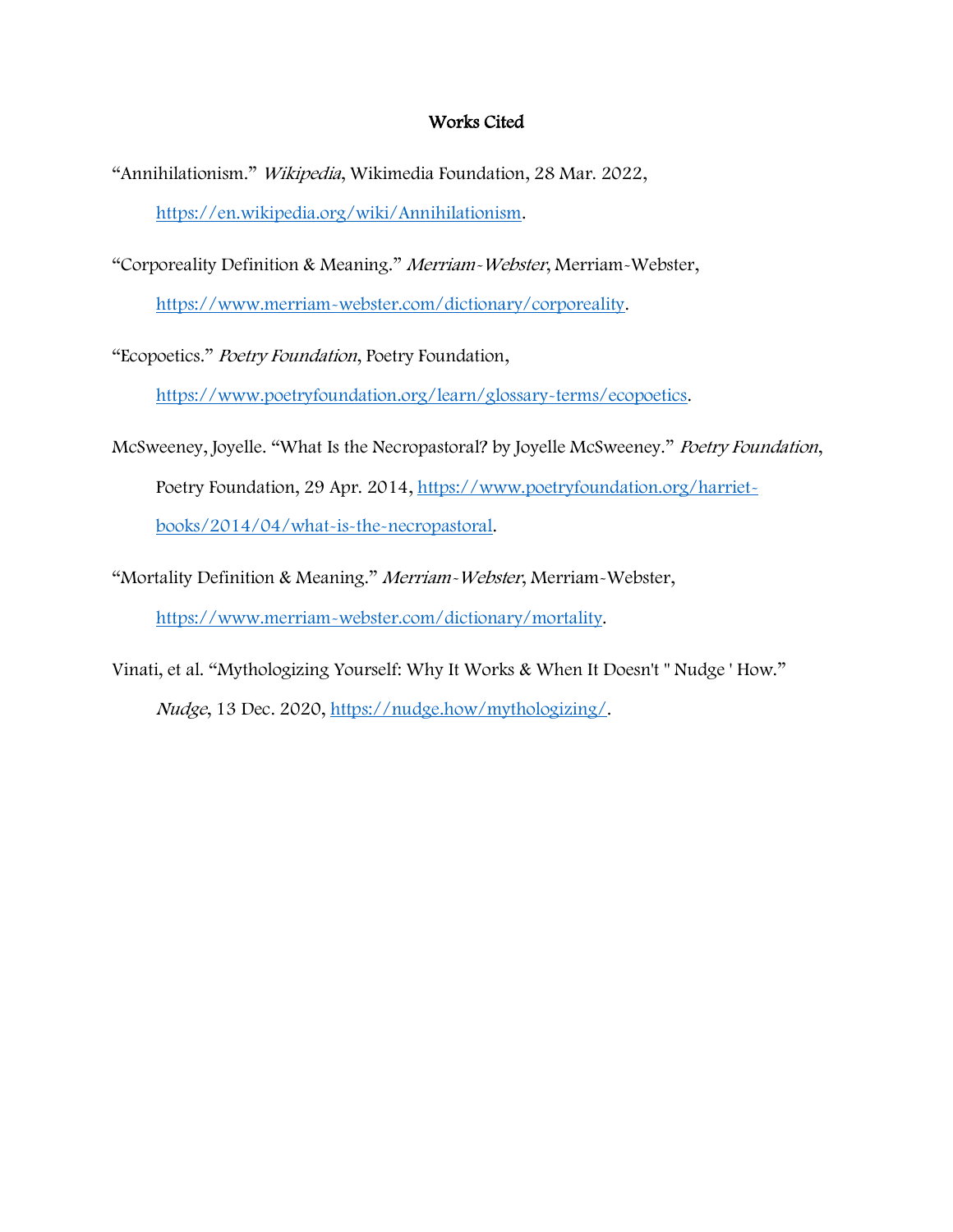# Works Cited

"Annihilationism." *Wikipedia*, Wikimedia Foundation, 28 Mar. 2022, https://en.wikipedia.org/wiki/Annihilationism.

"Corporeality Definition & Meaning." *Merriam-Webster*, Merriam-Webster, https://www.merriam-webster.com/dictionary/corporeality.

"Ecopoetics." *Poetry Foundation*, Poetry Foundation, https://www.poetryfoundation.org/learn/glossary-terms/ecopoetics.

McSweeney, Joyelle. "What Is the Necropastoral? by Joyelle McSweeney." *Poetry Foundation*, Poetry Foundation, 29 Apr. 2014, https://www.poetryfoundation.org/harriet-books/2014/04/what-is-the-necropastoral.

"Mortality Definition & Meaning." *Merriam-Webster*, Merriam-Webster, https://www.merriam-webster.com/dictionary/mortality.

Vinati, et al. "Mythologizing Yourself: Why It Works & When It Doesn't " Nudge ' How." *Nudge*, 13 Dec. 2020, https://nudge.how/mythologizing/.